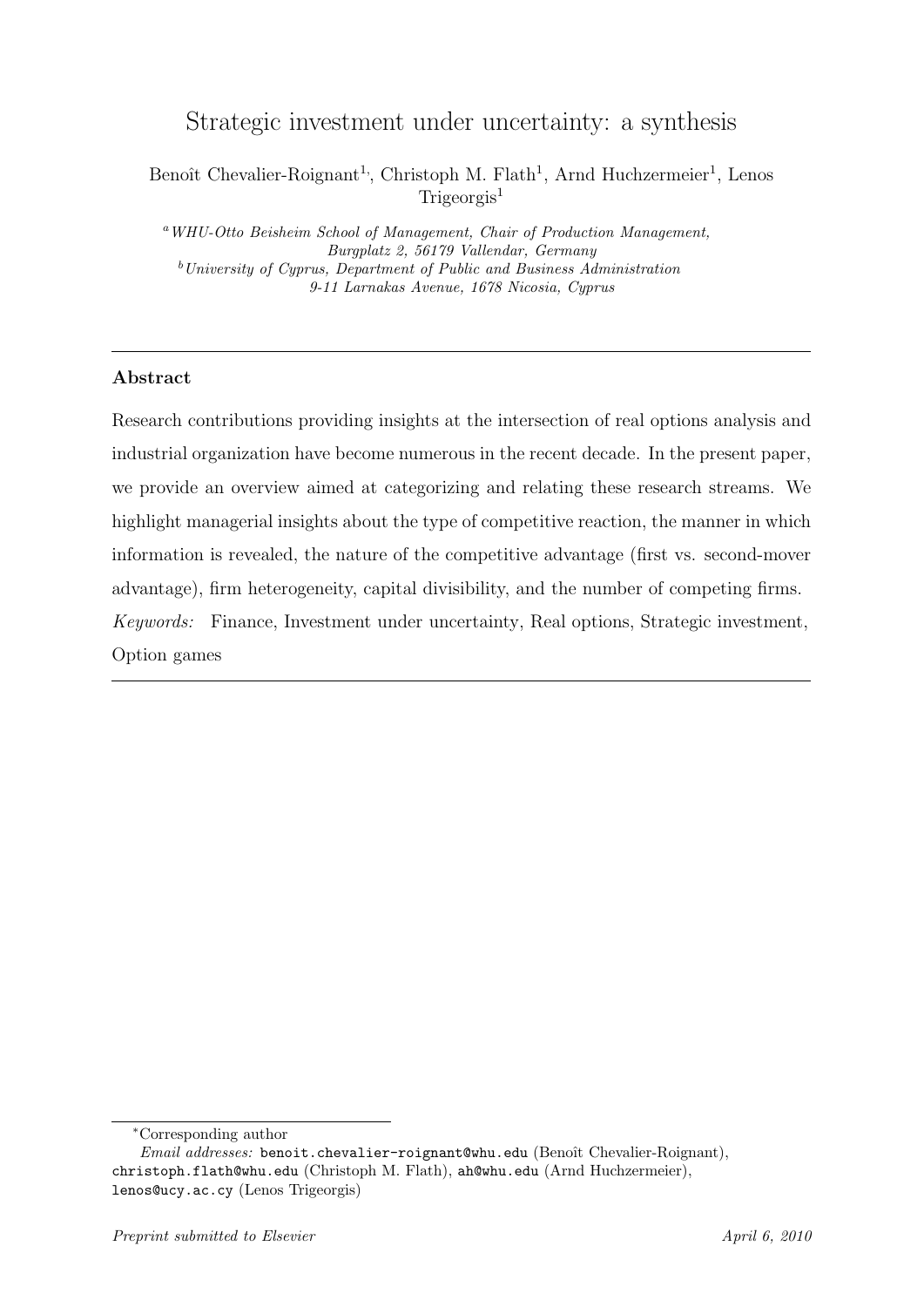# Strategic investment under uncertainty: a synthesis

Benoît Chevalier-Roignant[1,], Christoph M. Flath[1], Arnd Huchzermeier[1], Lenos Trigeorgis[1]

[a] *WHU-Otto Beisheim School of Management, Chair of Production Management, Burgplatz 2, 56179 Vallendar, Germany*
[b] *University of Cyprus, Department of Public and Business Administration 9-11 Larnakas Avenue, 1678 Nicosia, Cyprus*

---

**Abstract**

Research contributions providing insights at the intersection of real options analysis and industrial organization have become numerous in the recent decade. In the present paper, we provide an overview aimed at categorizing and relating these research streams. We highlight managerial insights about the type of competitive reaction, the manner in which information is revealed, the nature of the competitive advantage (first vs. second-mover advantage), firm heterogeneity, capital divisibility, and the number of competing firms.

*Keywords:* Finance, Investment under uncertainty, Real options, Strategic investment, Option games

---

[*] Corresponding author
*Email addresses:* benoit.chevalier-roignant@whu.edu (Benoît Chevalier-Roignant), christoph.flath@whu.edu (Christoph M. Flath), ah@whu.edu (Arnd Huchzermeier), lenos@ucy.ac.cy (Lenos Trigeorgis)

*Preprint submitted to Elsevier* *April 6, 2010*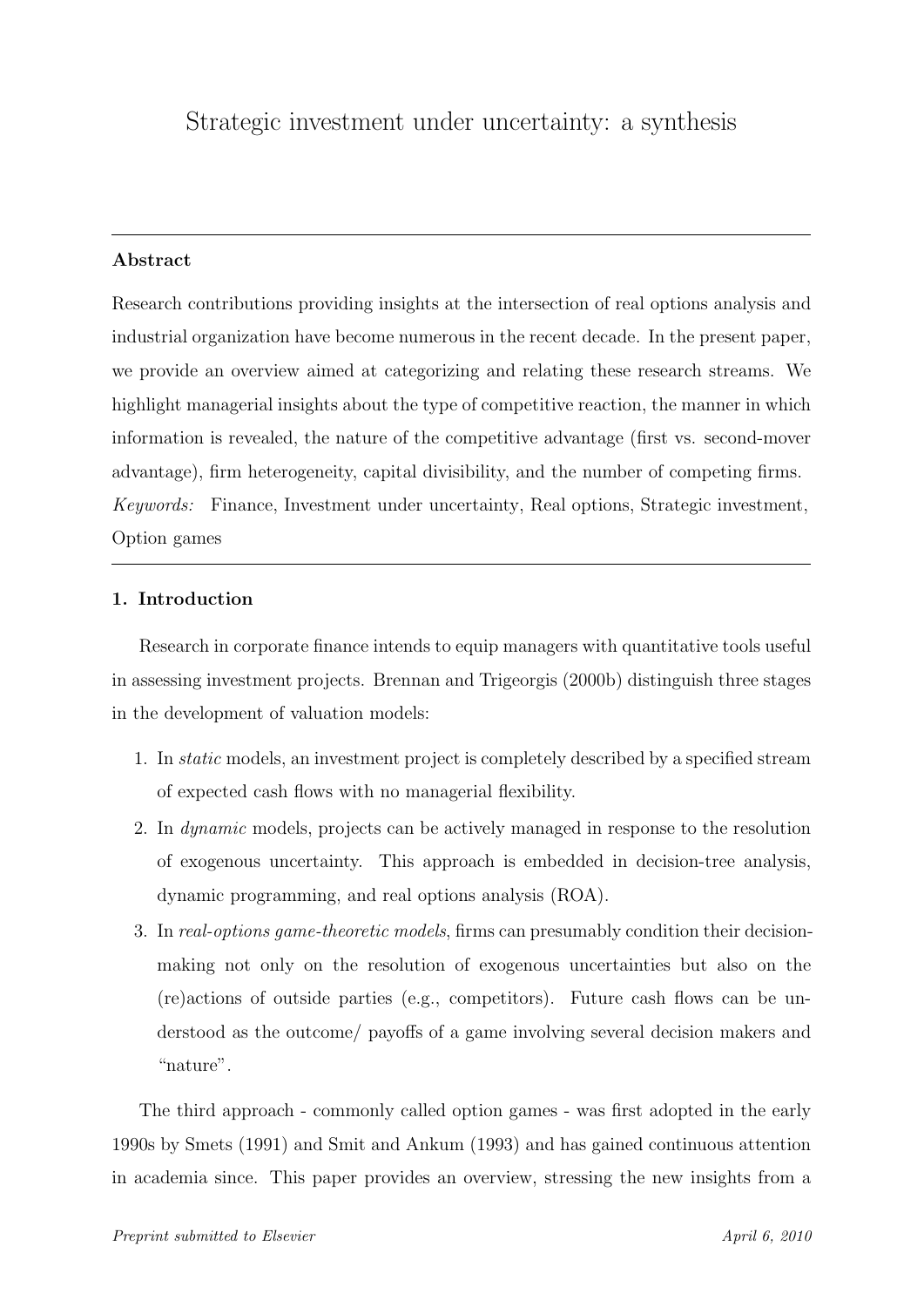# Strategic investment under uncertainty: a synthesis

---

**Abstract**

Research contributions providing insights at the intersection of real options analysis and industrial organization have become numerous in the recent decade. In the present paper, we provide an overview aimed at categorizing and relating these research streams. We highlight managerial insights about the type of competitive reaction, the manner in which information is revealed, the nature of the competitive advantage (first vs. second-mover advantage), firm heterogeneity, capital divisibility, and the number of competing firms.

*Keywords:* Finance, Investment under uncertainty, Real options, Strategic investment, Option games

---

## 1. Introduction

Research in corporate finance intends to equip managers with quantitative tools useful in assessing investment projects. Brennan and Trigeorgis (2000b) distinguish three stages in the development of valuation models:

1. In *static* models, an investment project is completely described by a specified stream of expected cash flows with no managerial flexibility.
2. In *dynamic* models, projects can be actively managed in response to the resolution of exogenous uncertainty. This approach is embedded in decision-tree analysis, dynamic programming, and real options analysis (ROA).
3. In *real-options game-theoretic models*, firms can presumably condition their decision-making not only on the resolution of exogenous uncertainties but also on the (re)actions of outside parties (e.g., competitors). Future cash flows can be understood as the outcome/ payoffs of a game involving several decision makers and "nature".

The third approach - commonly called option games - was first adopted in the early 1990s by Smets (1991) and Smit and Ankum (1993) and has gained continuous attention in academia since. This paper provides an overview, stressing the new insights from a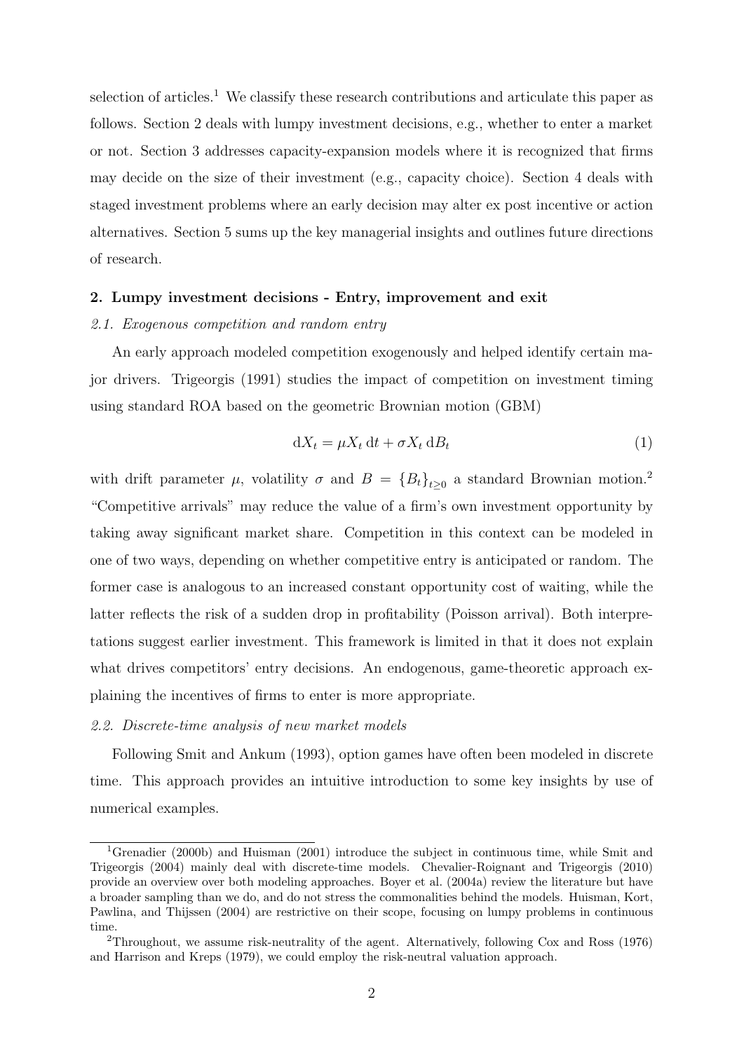selection of articles.[1] We classify these research contributions and articulate this paper as follows. Section 2 deals with lumpy investment decisions, e.g., whether to enter a market or not. Section 3 addresses capacity-expansion models where it is recognized that firms may decide on the size of their investment (e.g., capacity choice). Section 4 deals with staged investment problems where an early decision may alter ex post incentive or action alternatives. Section 5 sums up the key managerial insights and outlines future directions of research.

## 2. Lumpy investment decisions - Entry, improvement and exit

### *2.1. Exogenous competition and random entry*

An early approach modeled competition exogenously and helped identify certain major drivers. Trigeorgis (1991) studies the impact of competition on investment timing using standard ROA based on the geometric Brownian motion (GBM)

$$\mathrm{d}X_t = \mu X_t \,\mathrm{d}t + \sigma X_t \,\mathrm{d}B_t \tag{1}$$

with drift parameter $\mu$, volatility $\sigma$ and $B = \{B_t\}_{t\geq 0}$ a standard Brownian motion.[2] "Competitive arrivals" may reduce the value of a firm's own investment opportunity by taking away significant market share. Competition in this context can be modeled in one of two ways, depending on whether competitive entry is anticipated or random. The former case is analogous to an increased constant opportunity cost of waiting, while the latter reflects the risk of a sudden drop in profitability (Poisson arrival). Both interpretations suggest earlier investment. This framework is limited in that it does not explain what drives competitors' entry decisions. An endogenous, game-theoretic approach explaining the incentives of firms to enter is more appropriate.

### *2.2. Discrete-time analysis of new market models*

Following Smit and Ankum (1993), option games have often been modeled in discrete time. This approach provides an intuitive introduction to some key insights by use of numerical examples.

---

[1] Grenadier (2000b) and Huisman (2001) introduce the subject in continuous time, while Smit and Trigeorgis (2004) mainly deal with discrete-time models. Chevalier-Roignant and Trigeorgis (2010) provide an overview over both modeling approaches. Boyer et al. (2004a) review the literature but have a broader sampling than we do, and do not stress the commonalities behind the models. Huisman, Kort, Pawlina, and Thijssen (2004) are restrictive on their scope, focusing on lumpy problems in continuous time.

[2] Throughout, we assume risk-neutrality of the agent. Alternatively, following Cox and Ross (1976) and Harrison and Kreps (1979), we could employ the risk-neutral valuation approach.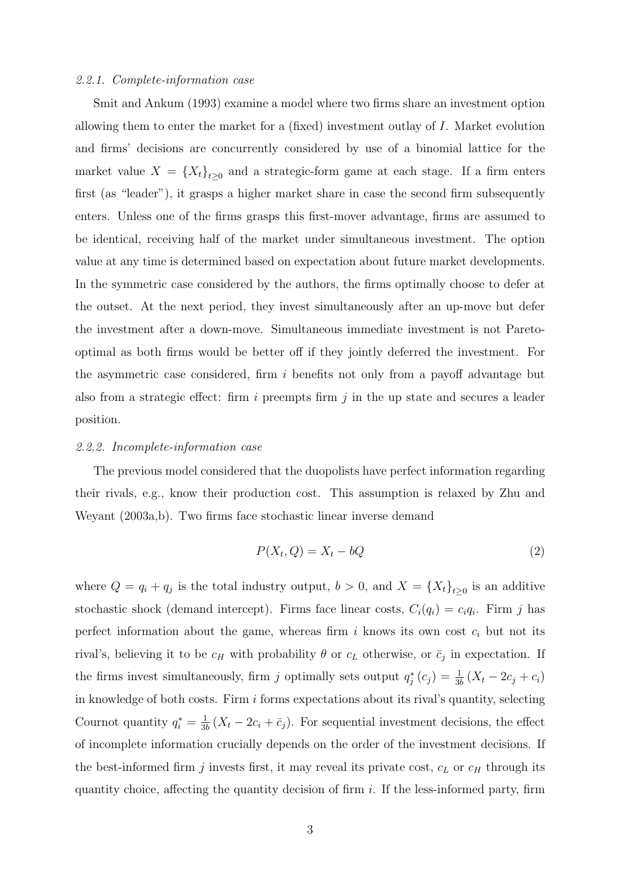#### 2.2.1. Complete-information case

Smit and Ankum (1993) examine a model where two firms share an investment option allowing them to enter the market for a (fixed) investment outlay of $I$. Market evolution and firms' decisions are concurrently considered by use of a binomial lattice for the market value $X = \{X_t\}_{t \geq 0}$ and a strategic-form game at each stage. If a firm enters first (as "leader"), it grasps a higher market share in case the second firm subsequently enters. Unless one of the firms grasps this first-mover advantage, firms are assumed to be identical, receiving half of the market under simultaneous investment. The option value at any time is determined based on expectation about future market developments. In the symmetric case considered by the authors, the firms optimally choose to defer at the outset. At the next period, they invest simultaneously after an up-move but defer the investment after a down-move. Simultaneous immediate investment is not Pareto-optimal as both firms would be better off if they jointly deferred the investment. For the asymmetric case considered, firm $i$ benefits not only from a payoff advantage but also from a strategic effect: firm $i$ preempts firm $j$ in the up state and secures a leader position.

#### 2.2.2. Incomplete-information case

The previous model considered that the duopolists have perfect information regarding their rivals, e.g., know their production cost. This assumption is relaxed by Zhu and Weyant (2003a,b). Two firms face stochastic linear inverse demand

$$P(X_t, Q) = X_t - bQ \tag{2}$$

where $Q = q_i + q_j$ is the total industry output, $b > 0$, and $X = \{X_t\}_{t \geq 0}$ is an additive stochastic shock (demand intercept). Firms face linear costs, $C_i(q_i) = c_i q_i$. Firm $j$ has perfect information about the game, whereas firm $i$ knows its own cost $c_i$ but not its rival's, believing it to be $c_H$ with probability $\theta$ or $c_L$ otherwise, or $\bar{c}_j$ in expectation. If the firms invest simultaneously, firm $j$ optimally sets output $q_j^* (c_j) = \frac{1}{3b} (X_t - 2c_j + c_i)$ in knowledge of both costs. Firm $i$ forms expectations about its rival's quantity, selecting Cournot quantity $q_i^* = \frac{1}{3b} (X_t - 2c_i + \bar{c}_j)$. For sequential investment decisions, the effect of incomplete information crucially depends on the order of the investment decisions. If the best-informed firm $j$ invests first, it may reveal its private cost, $c_L$ or $c_H$ through its quantity choice, affecting the quantity decision of firm $i$. If the less-informed party, firm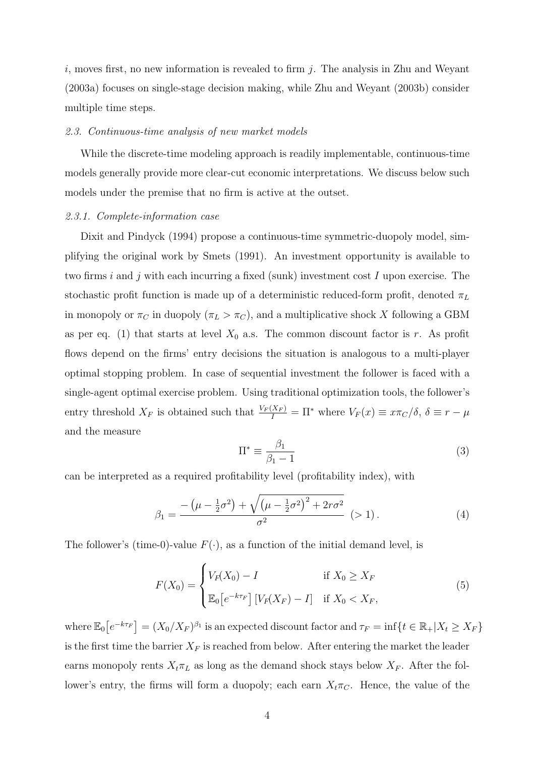$i$, moves first, no new information is revealed to firm $j$. The analysis in Zhu and Weyant (2003a) focuses on single-stage decision making, while Zhu and Weyant (2003b) consider multiple time steps.

### *2.3. Continuous-time analysis of new market models*

While the discrete-time modeling approach is readily implementable, continuous-time models generally provide more clear-cut economic interpretations. We discuss below such models under the premise that no firm is active at the outset.

#### *2.3.1. Complete-information case*

Dixit and Pindyck (1994) propose a continuous-time symmetric-duopoly model, simplifying the original work by Smets (1991). An investment opportunity is available to two firms $i$ and $j$ with each incurring a fixed (sunk) investment cost $I$ upon exercise. The stochastic profit function is made up of a deterministic reduced-form profit, denoted $\pi_L$ in monopoly or $\pi_C$ in duopoly ($\pi_L > \pi_C$), and a multiplicative shock $X$ following a GBM as per eq. (1) that starts at level $X_0$ a.s. The common discount factor is $r$. As profit flows depend on the firms' entry decisions the situation is analogous to a multi-player optimal stopping problem. In case of sequential investment the follower is faced with a single-agent optimal exercise problem. Using traditional optimization tools, the follower's entry threshold $X_F$ is obtained such that $\frac{V_F(X_F)}{I} = \Pi^*$ where $V_F(x) \equiv x\pi_C/\delta$, $\delta \equiv r - \mu$ and the measure

$$\Pi^* \equiv \frac{\beta_1}{\beta_1 - 1} \tag{3}$$

can be interpreted as a required profitability level (profitability index), with

$$\beta_1 = \frac{-\left(\mu - \frac{1}{2}\sigma^2\right) + \sqrt{\left(\mu - \frac{1}{2}\sigma^2\right)^2 + 2r\sigma^2}}{\sigma^2} \ (> 1). \tag{4}$$

The follower's (time-0)-value $F(\cdot)$, as a function of the initial demand level, is

$$F(X_0) = \begin{cases} V_F(X_0) - I & \text{if } X_0 \geq X_F \\ \mathbb{E}_0\left[e^{-k\tau_F}\right]\left[V_F(X_F) - I\right] & \text{if } X_0 < X_F, \end{cases} \tag{5}$$

where $\mathbb{E}_0\left[e^{-k\tau_F}\right] = (X_0/X_F)^{\beta_1}$ is an expected discount factor and $\tau_F = \inf\{t \in \mathbb{R}_+ | X_t \geq X_F\}$ is the first time the barrier $X_F$ is reached from below. After entering the market the leader earns monopoly rents $X_t\pi_L$ as long as the demand shock stays below $X_F$. After the follower's entry, the firms will form a duopoly; each earn $X_t\pi_C$. Hence, the value of the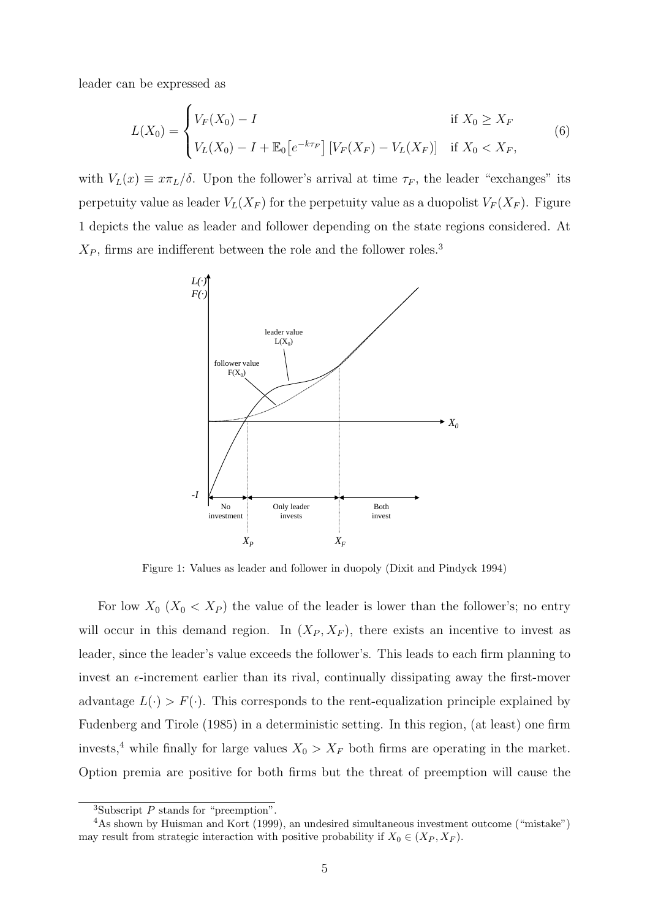leader can be expressed as

$$L(X_0) = \begin{cases} V_F(X_0) - I & \text{if } X_0 \geq X_F \\ V_L(X_0) - I + \mathbb{E}_0\big[e^{-k\tau_F}\big]\,[V_F(X_F) - V_L(X_F)] & \text{if } X_0 < X_F, \end{cases} \tag{6}$$

with $V_L(x) \equiv x\pi_L/\delta$. Upon the follower's arrival at time $\tau_F$, the leader "exchanges" its perpetuity value as leader $V_L(X_F)$ for the perpetuity value as a duopolist $V_F(X_F)$. Figure 1 depicts the value as leader and follower depending on the state regions considered. At $X_P$, firms are indifferent between the role and the follower roles.[3]

Figure 1: Values as leader and follower in duopoly (Dixit and Pindyck 1994)

For low $X_0$ ($X_0 < X_P$) the value of the leader is lower than the follower's; no entry will occur in this demand region. In $(X_P, X_F)$, there exists an incentive to invest as leader, since the leader's value exceeds the follower's. This leads to each firm planning to invest an $\epsilon$-increment earlier than its rival, continually dissipating away the first-mover advantage $L(\cdot) > F(\cdot)$. This corresponds to the rent-equalization principle explained by Fudenberg and Tirole (1985) in a deterministic setting. In this region, (at least) one firm invests,[4] while finally for large values $X_0 > X_F$ both firms are operating in the market. Option premia are positive for both firms but the threat of preemption will cause the

[3] Subscript $P$ stands for "preemption".

[4] As shown by Huisman and Kort (1999), an undesired simultaneous investment outcome ("mistake") may result from strategic interaction with positive probability if $X_0 \in (X_P, X_F)$.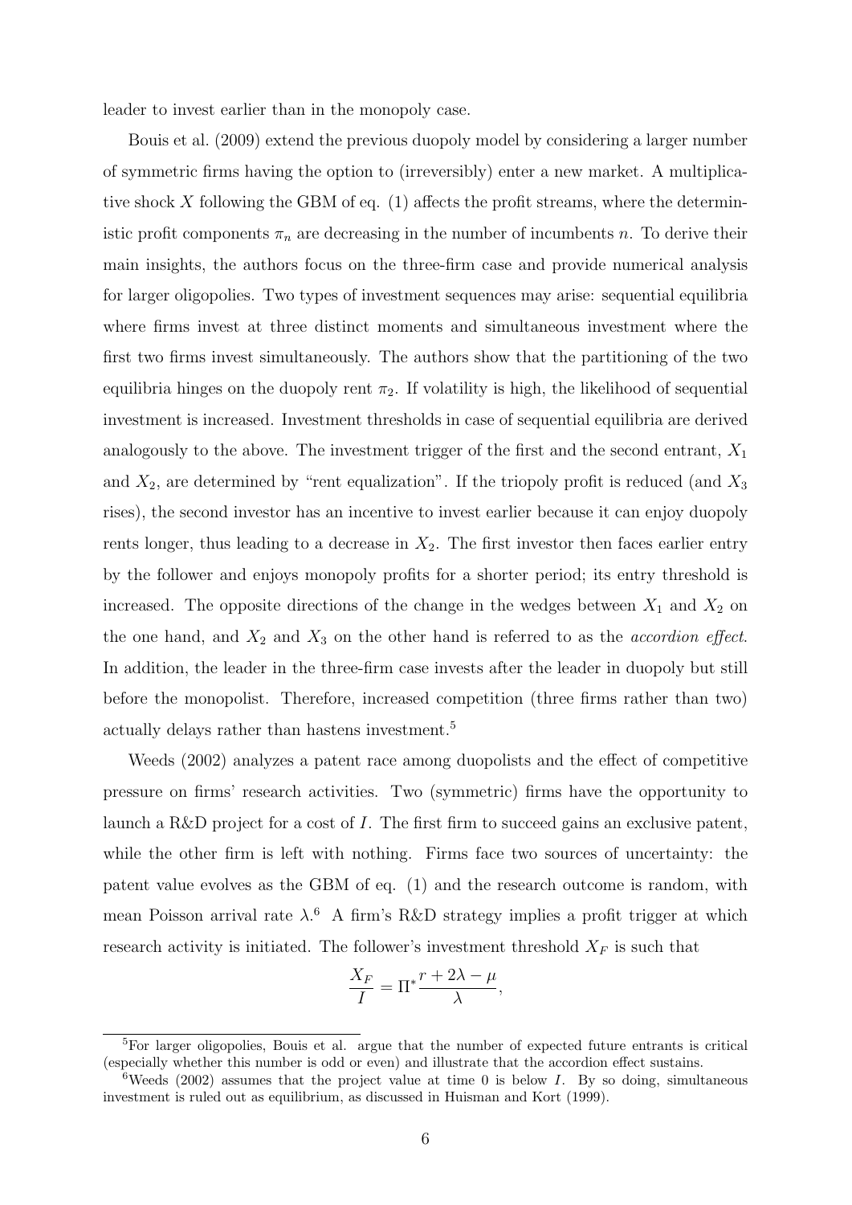leader to invest earlier than in the monopoly case.

Bouis et al. (2009) extend the previous duopoly model by considering a larger number of symmetric firms having the option to (irreversibly) enter a new market. A multiplicative shock $X$ following the GBM of eq. (1) affects the profit streams, where the deterministic profit components $\pi_n$ are decreasing in the number of incumbents $n$. To derive their main insights, the authors focus on the three-firm case and provide numerical analysis for larger oligopolies. Two types of investment sequences may arise: sequential equilibria where firms invest at three distinct moments and simultaneous investment where the first two firms invest simultaneously. The authors show that the partitioning of the two equilibria hinges on the duopoly rent $\pi_2$. If volatility is high, the likelihood of sequential investment is increased. Investment thresholds in case of sequential equilibria are derived analogously to the above. The investment trigger of the first and the second entrant, $X_1$ and $X_2$, are determined by "rent equalization". If the triopoly profit is reduced (and $X_3$ rises), the second investor has an incentive to invest earlier because it can enjoy duopoly rents longer, thus leading to a decrease in $X_2$. The first investor then faces earlier entry by the follower and enjoys monopoly profits for a shorter period; its entry threshold is increased. The opposite directions of the change in the wedges between $X_1$ and $X_2$ on the one hand, and $X_2$ and $X_3$ on the other hand is referred to as the *accordion effect*. In addition, the leader in the three-firm case invests after the leader in duopoly but still before the monopolist. Therefore, increased competition (three firms rather than two) actually delays rather than hastens investment.[5]

Weeds (2002) analyzes a patent race among duopolists and the effect of competitive pressure on firms' research activities. Two (symmetric) firms have the opportunity to launch a R&D project for a cost of $I$. The first firm to succeed gains an exclusive patent, while the other firm is left with nothing. Firms face two sources of uncertainty: the patent value evolves as the GBM of eq. (1) and the research outcome is random, with mean Poisson arrival rate $\lambda$.[6] A firm's R&D strategy implies a profit trigger at which research activity is initiated. The follower's investment threshold $X_F$ is such that

$$\frac{X_F}{I} = \Pi^* \frac{r + 2\lambda - \mu}{\lambda},$$

[5] For larger oligopolies, Bouis et al. argue that the number of expected future entrants is critical (especially whether this number is odd or even) and illustrate that the accordion effect sustains.

[6] Weeds (2002) assumes that the project value at time 0 is below $I$. By so doing, simultaneous investment is ruled out as equilibrium, as discussed in Huisman and Kort (1999).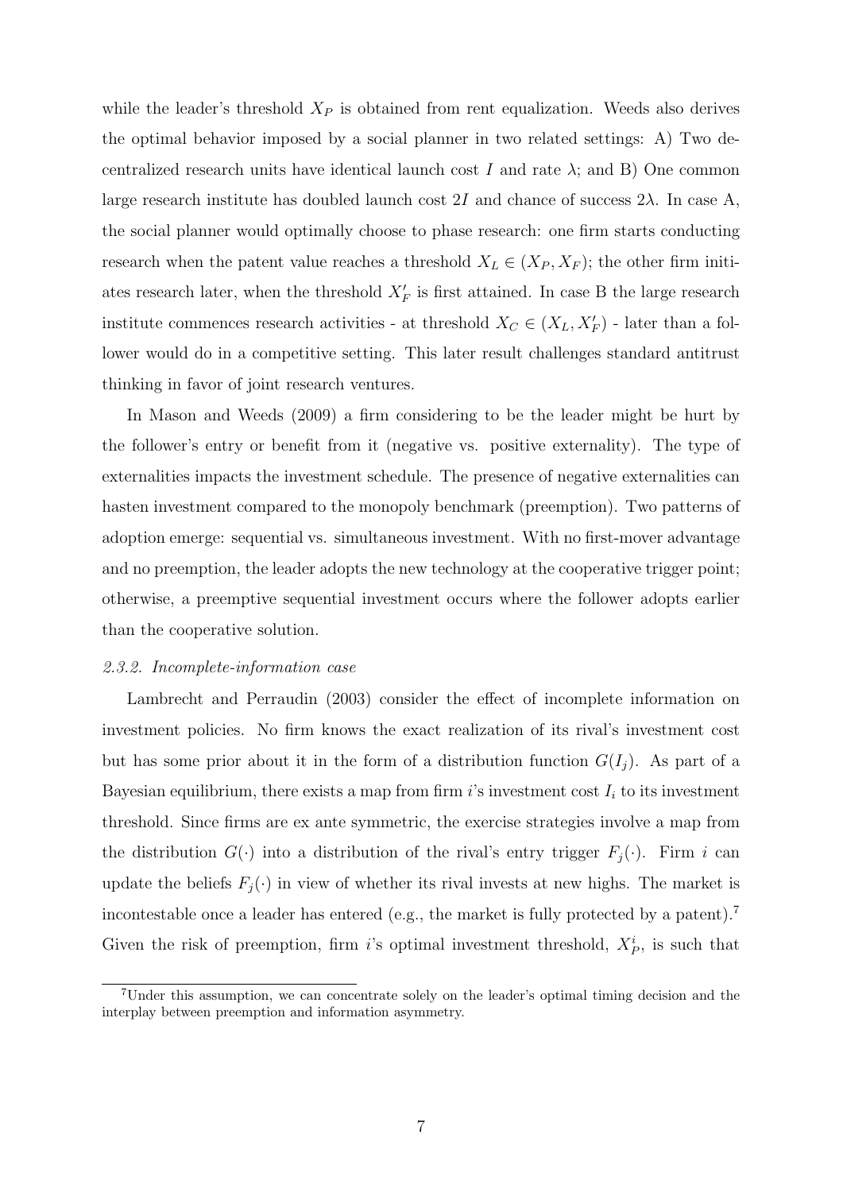while the leader's threshold $X_P$ is obtained from rent equalization. Weeds also derives the optimal behavior imposed by a social planner in two related settings: A) Two decentralized research units have identical launch cost $I$ and rate $\lambda$; and B) One common large research institute has doubled launch cost $2I$ and chance of success $2\lambda$. In case A, the social planner would optimally choose to phase research: one firm starts conducting research when the patent value reaches a threshold $X_L \in (X_P, X_F)$; the other firm initiates research later, when the threshold $X'_F$ is first attained. In case B the large research institute commences research activities - at threshold $X_C \in (X_L, X'_F)$ - later than a follower would do in a competitive setting. This later result challenges standard antitrust thinking in favor of joint research ventures.

In Mason and Weeds (2009) a firm considering to be the leader might be hurt by the follower's entry or benefit from it (negative vs. positive externality). The type of externalities impacts the investment schedule. The presence of negative externalities can hasten investment compared to the monopoly benchmark (preemption). Two patterns of adoption emerge: sequential vs. simultaneous investment. With no first-mover advantage and no preemption, the leader adopts the new technology at the cooperative trigger point; otherwise, a preemptive sequential investment occurs where the follower adopts earlier than the cooperative solution.

### *2.3.2. Incomplete-information case*

Lambrecht and Perraudin (2003) consider the effect of incomplete information on investment policies. No firm knows the exact realization of its rival's investment cost but has some prior about it in the form of a distribution function $G(I_j)$. As part of a Bayesian equilibrium, there exists a map from firm $i$'s investment cost $I_i$ to its investment threshold. Since firms are ex ante symmetric, the exercise strategies involve a map from the distribution $G(\cdot)$ into a distribution of the rival's entry trigger $F_j(\cdot)$. Firm $i$ can update the beliefs $F_j(\cdot)$ in view of whether its rival invests at new highs. The market is incontestable once a leader has entered (e.g., the market is fully protected by a patent).[7] Given the risk of preemption, firm $i$'s optimal investment threshold, $X^i_P$, is such that

[7] Under this assumption, we can concentrate solely on the leader's optimal timing decision and the interplay between preemption and information asymmetry.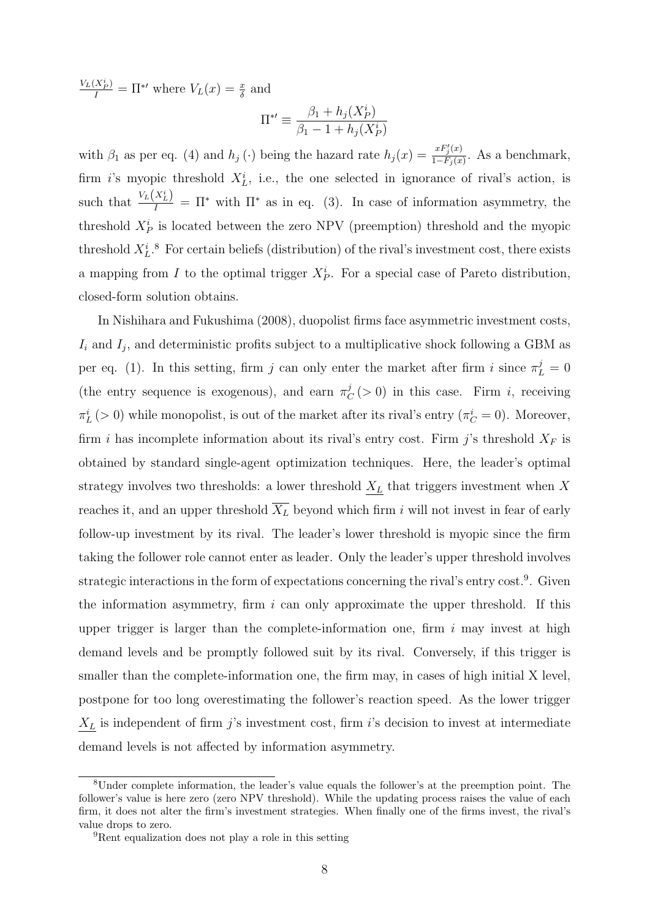$\frac{V_L(X_P^i)}{I} = \Pi^{*\prime}$ where $V_L(x) = \frac{x}{\delta}$ and

$$\Pi^{*\prime} \equiv \frac{\beta_1 + h_j(X_P^i)}{\beta_1 - 1 + h_j(X_P^i)}$$

with $\beta_1$ as per eq. (4) and $h_j(\cdot)$ being the hazard rate $h_j(x) = \frac{xF_j'(x)}{1-F_j(x)}$. As a benchmark, firm $i$'s myopic threshold $X_L^i$, i.e., the one selected in ignorance of rival's action, is such that $\frac{V_L(X_L^i)}{I} = \Pi^*$ with $\Pi^*$ as in eq. (3). In case of information asymmetry, the threshold $X_P^i$ is located between the zero NPV (preemption) threshold and the myopic threshold $X_L^i$.[8] For certain beliefs (distribution) of the rival's investment cost, there exists a mapping from $I$ to the optimal trigger $X_P^i$. For a special case of Pareto distribution, closed-form solution obtains.

In Nishihara and Fukushima (2008), duopolist firms face asymmetric investment costs, $I_i$ and $I_j$, and deterministic profits subject to a multiplicative shock following a GBM as per eq. (1). In this setting, firm $j$ can only enter the market after firm $i$ since $\pi_L^j = 0$ (the entry sequence is exogenous), and earn $\pi_C^j (> 0)$ in this case. Firm $i$, receiving $\pi_L^i (> 0)$ while monopolist, is out of the market after its rival's entry ($\pi_C^i = 0$). Moreover, firm $i$ has incomplete information about its rival's entry cost. Firm $j$'s threshold $X_F$ is obtained by standard single-agent optimization techniques. Here, the leader's optimal strategy involves two thresholds: a lower threshold $\underline{X_L}$ that triggers investment when $X$ reaches it, and an upper threshold $\overline{X_L}$ beyond which firm $i$ will not invest in fear of early follow-up investment by its rival. The leader's lower threshold is myopic since the firm taking the follower role cannot enter as leader. Only the leader's upper threshold involves strategic interactions in the form of expectations concerning the rival's entry cost.[9]. Given the information asymmetry, firm $i$ can only approximate the upper threshold. If this upper trigger is larger than the complete-information one, firm $i$ may invest at high demand levels and be promptly followed suit by its rival. Conversely, if this trigger is smaller than the complete-information one, the firm may, in cases of high initial X level, postpone for too long overestimating the follower's reaction speed. As the lower trigger $\underline{X_L}$ is independent of firm $j$'s investment cost, firm $i$'s decision to invest at intermediate demand levels is not affected by information asymmetry.

[8] Under complete information, the leader's value equals the follower's at the preemption point. The follower's value is here zero (zero NPV threshold). While the updating process raises the value of each firm, it does not alter the firm's investment strategies. When finally one of the firms invest, the rival's value drops to zero.

[9] Rent equalization does not play a role in this setting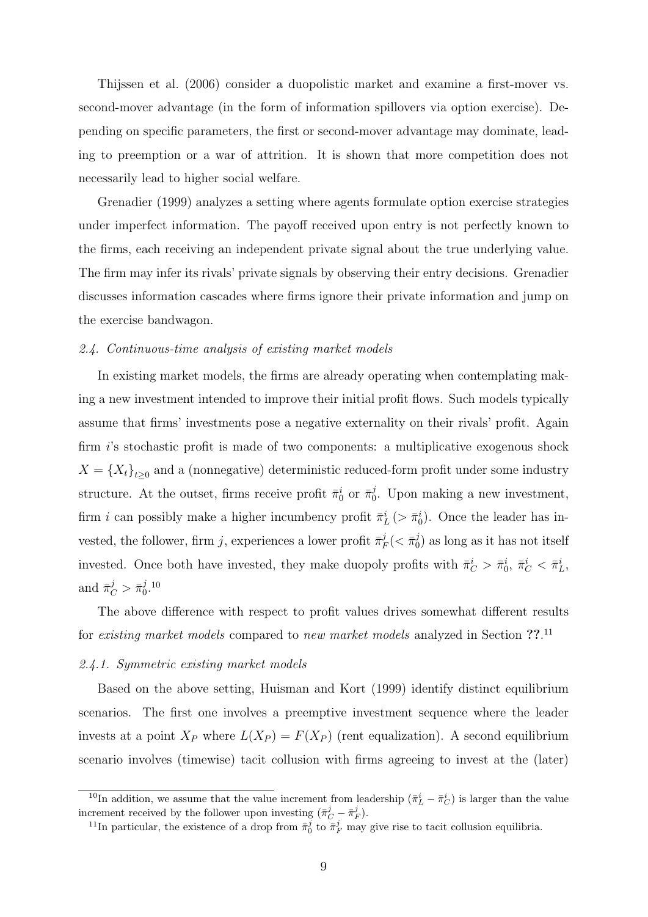Thijssen et al. (2006) consider a duopolistic market and examine a first-mover vs. second-mover advantage (in the form of information spillovers via option exercise). Depending on specific parameters, the first or second-mover advantage may dominate, leading to preemption or a war of attrition. It is shown that more competition does not necessarily lead to higher social welfare.

Grenadier (1999) analyzes a setting where agents formulate option exercise strategies under imperfect information. The payoff received upon entry is not perfectly known to the firms, each receiving an independent private signal about the true underlying value. The firm may infer its rivals' private signals by observing their entry decisions. Grenadier discusses information cascades where firms ignore their private information and jump on the exercise bandwagon.

### *2.4. Continuous-time analysis of existing market models*

In existing market models, the firms are already operating when contemplating making a new investment intended to improve their initial profit flows. Such models typically assume that firms' investments pose a negative externality on their rivals' profit. Again firm $i$'s stochastic profit is made of two components: a multiplicative exogenous shock $X = \{X_t\}_{t \geq 0}$ and a (nonnegative) deterministic reduced-form profit under some industry structure. At the outset, firms receive profit $\bar{\pi}_0^i$ or $\bar{\pi}_0^j$. Upon making a new investment, firm $i$ can possibly make a higher incumbency profit $\bar{\pi}_L^i$ $(> \bar{\pi}_0^i)$. Once the leader has invested, the follower, firm $j$, experiences a lower profit $\bar{\pi}_F^j (< \bar{\pi}_0^j)$ as long as it has not itself invested. Once both have invested, they make duopoly profits with $\bar{\pi}_C^i > \bar{\pi}_0^i$, $\bar{\pi}_C^i < \bar{\pi}_L^i$, and $\bar{\pi}_C^j > \bar{\pi}_0^j$.[10]

The above difference with respect to profit values drives somewhat different results for *existing market models* compared to *new market models* analyzed in Section **??**.[11]

#### *2.4.1. Symmetric existing market models*

Based on the above setting, Huisman and Kort (1999) identify distinct equilibrium scenarios. The first one involves a preemptive investment sequence where the leader invests at a point $X_P$ where $L(X_P) = F(X_P)$ (rent equalization). A second equilibrium scenario involves (timewise) tacit collusion with firms agreeing to invest at the (later)

[10] In addition, we assume that the value increment from leadership $(\bar{\pi}_L^i - \bar{\pi}_C^i)$ is larger than the value increment received by the follower upon investing $(\bar{\pi}_C^j - \bar{\pi}_F^j)$.

[11] In particular, the existence of a drop from $\bar{\pi}_0^j$ to $\bar{\pi}_F^j$ may give rise to tacit collusion equilibria.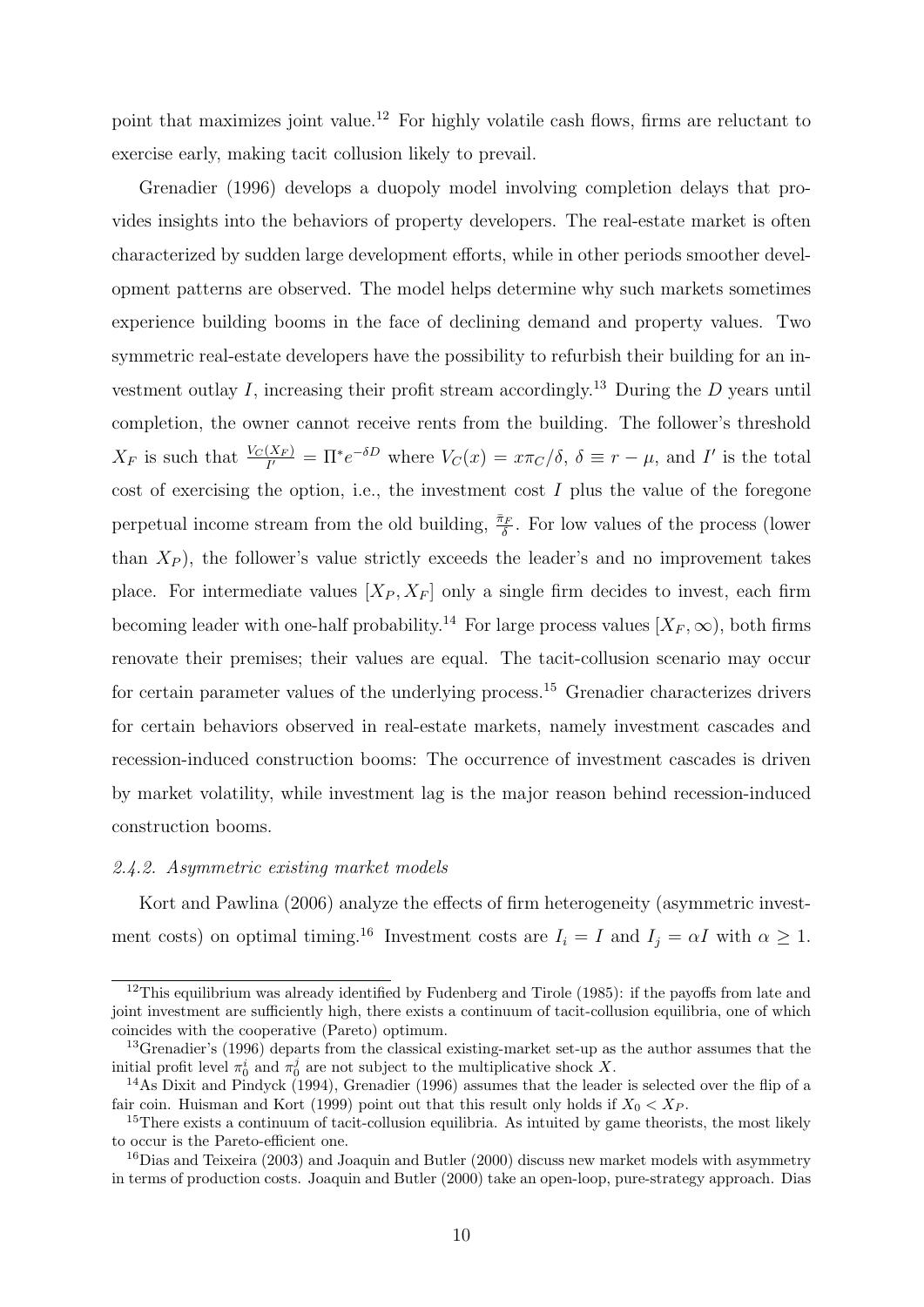point that maximizes joint value.[12] For highly volatile cash flows, firms are reluctant to exercise early, making tacit collusion likely to prevail.

Grenadier (1996) develops a duopoly model involving completion delays that provides insights into the behaviors of property developers. The real-estate market is often characterized by sudden large development efforts, while in other periods smoother development patterns are observed. The model helps determine why such markets sometimes experience building booms in the face of declining demand and property values. Two symmetric real-estate developers have the possibility to refurbish their building for an investment outlay $I$, increasing their profit stream accordingly.[13] During the $D$ years until completion, the owner cannot receive rents from the building. The follower's threshold $X_F$ is such that $\frac{V_C(X_F)}{I'} = \Pi^* e^{-\delta D}$ where $V_C(x) = x\pi_C/\delta$, $\delta \equiv r - \mu$, and $I'$ is the total cost of exercising the option, i.e., the investment cost $I$ plus the value of the foregone perpetual income stream from the old building, $\frac{\bar{\pi}_F}{\delta}$. For low values of the process (lower than $X_P$), the follower's value strictly exceeds the leader's and no improvement takes place. For intermediate values $[X_P, X_F]$ only a single firm decides to invest, each firm becoming leader with one-half probability.[14] For large process values $[X_F, \infty)$, both firms renovate their premises; their values are equal. The tacit-collusion scenario may occur for certain parameter values of the underlying process.[15] Grenadier characterizes drivers for certain behaviors observed in real-estate markets, namely investment cascades and recession-induced construction booms: The occurrence of investment cascades is driven by market volatility, while investment lag is the major reason behind recession-induced construction booms.

*2.4.2. Asymmetric existing market models*

Kort and Pawlina (2006) analyze the effects of firm heterogeneity (asymmetric investment costs) on optimal timing.[16] Investment costs are $I_i = I$ and $I_j = \alpha I$ with $\alpha \geq 1$.

[12] This equilibrium was already identified by Fudenberg and Tirole (1985): if the payoffs from late and joint investment are sufficiently high, there exists a continuum of tacit-collusion equilibria, one of which coincides with the cooperative (Pareto) optimum.

[13] Grenadier's (1996) departs from the classical existing-market set-up as the author assumes that the initial profit level $\pi_0^i$ and $\pi_0^j$ are not subject to the multiplicative shock $X$.

[14] As Dixit and Pindyck (1994), Grenadier (1996) assumes that the leader is selected over the flip of a fair coin. Huisman and Kort (1999) point out that this result only holds if $X_0 < X_P$.

[15] There exists a continuum of tacit-collusion equilibria. As intuited by game theorists, the most likely to occur is the Pareto-efficient one.

[16] Dias and Teixeira (2003) and Joaquin and Butler (2000) discuss new market models with asymmetry in terms of production costs. Joaquin and Butler (2000) take an open-loop, pure-strategy approach. Dias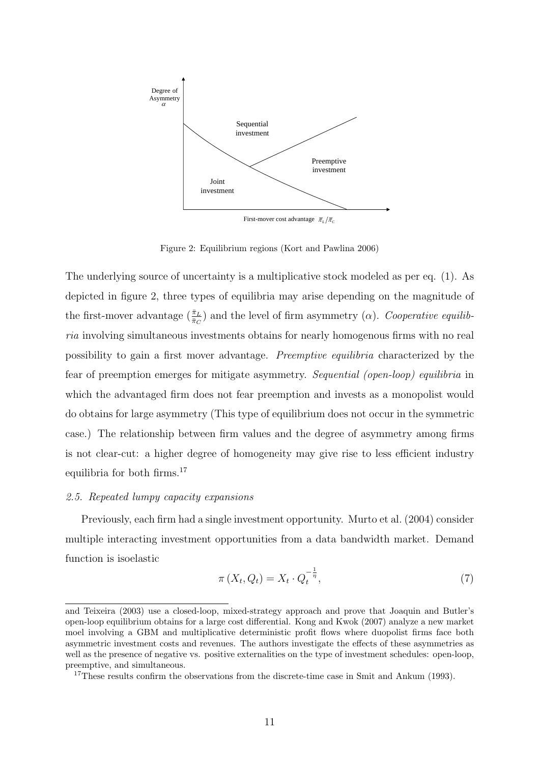Figure 2: Equilibrium regions (Kort and Pawlina 2006)

The underlying source of uncertainty is a multiplicative stock modeled as per eq. (1). As depicted in figure 2, three types of equilibria may arise depending on the magnitude of the first-mover advantage ($\frac{\bar{\pi}_L}{\bar{\pi}_C}$) and the level of firm asymmetry ($\alpha$). *Cooperative equilibria* involving simultaneous investments obtains for nearly homogenous firms with no real possibility to gain a first mover advantage. *Preemptive equilibria* characterized by the fear of preemption emerges for mitigate asymmetry. *Sequential (open-loop) equilibria* in which the advantaged firm does not fear preemption and invests as a monopolist would do obtains for large asymmetry (This type of equilibrium does not occur in the symmetric case.) The relationship between firm values and the degree of asymmetry among firms is not clear-cut: a higher degree of homogeneity may give rise to less efficient industry equilibria for both firms.[17]

### 2.5. Repeated lumpy capacity expansions

Previously, each firm had a single investment opportunity. Murto et al. (2004) consider multiple interacting investment opportunities from a data bandwidth market. Demand function is isoelastic

$$\pi(X_t, Q_t) = X_t \cdot Q_t^{-\frac{1}{\eta}}, \tag{7}$$

and Teixeira (2003) use a closed-loop, mixed-strategy approach and prove that Joaquin and Butler's open-loop equilibrium obtains for a large cost differential. Kong and Kwok (2007) analyze a new market moel involving a GBM and multiplicative deterministic profit flows where duopolist firms face both asymmetric investment costs and revenues. The authors investigate the effects of these asymmetries as well as the presence of negative vs. positive externalities on the type of investment schedules: open-loop, preemptive, and simultaneous.

[17]These results confirm the observations from the discrete-time case in Smit and Ankum (1993).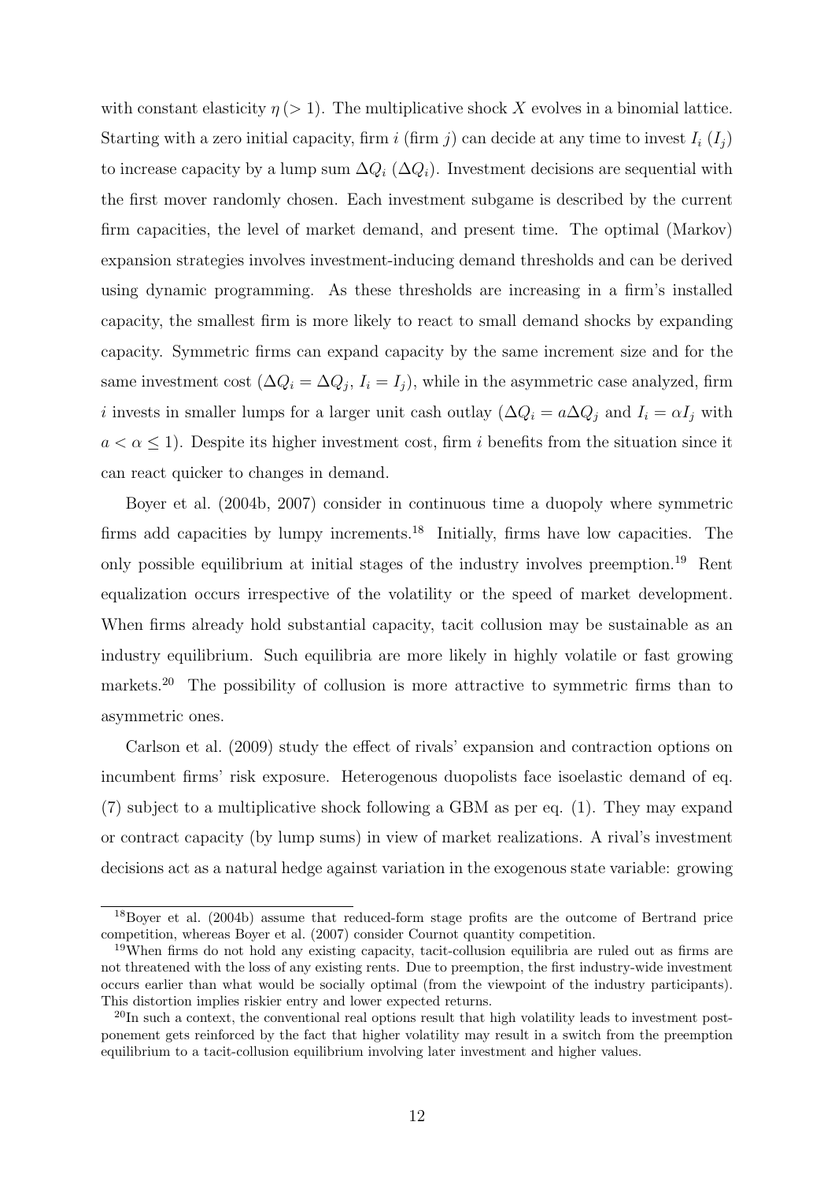with constant elasticity $\eta\,(>1)$. The multiplicative shock $X$ evolves in a binomial lattice. Starting with a zero initial capacity, firm $i$ (firm $j$) can decide at any time to invest $I_i$ ($I_j$) to increase capacity by a lump sum $\Delta Q_i$ ($\Delta Q_i$). Investment decisions are sequential with the first mover randomly chosen. Each investment subgame is described by the current firm capacities, the level of market demand, and present time. The optimal (Markov) expansion strategies involves investment-inducing demand thresholds and can be derived using dynamic programming. As these thresholds are increasing in a firm's installed capacity, the smallest firm is more likely to react to small demand shocks by expanding capacity. Symmetric firms can expand capacity by the same increment size and for the same investment cost ($\Delta Q_i = \Delta Q_j$, $I_i = I_j$), while in the asymmetric case analyzed, firm $i$ invests in smaller lumps for a larger unit cash outlay ($\Delta Q_i = a \Delta Q_j$ and $I_i = \alpha I_j$ with $a < \alpha \leq 1$). Despite its higher investment cost, firm $i$ benefits from the situation since it can react quicker to changes in demand.

Boyer et al. (2004b, 2007) consider in continuous time a duopoly where symmetric firms add capacities by lumpy increments.[18] Initially, firms have low capacities. The only possible equilibrium at initial stages of the industry involves preemption.[19] Rent equalization occurs irrespective of the volatility or the speed of market development. When firms already hold substantial capacity, tacit collusion may be sustainable as an industry equilibrium. Such equilibria are more likely in highly volatile or fast growing markets.[20] The possibility of collusion is more attractive to symmetric firms than to asymmetric ones.

Carlson et al. (2009) study the effect of rivals' expansion and contraction options on incumbent firms' risk exposure. Heterogenous duopolists face isoelastic demand of eq. (7) subject to a multiplicative shock following a GBM as per eq. (1). They may expand or contract capacity (by lump sums) in view of market realizations. A rival's investment decisions act as a natural hedge against variation in the exogenous state variable: growing

[18] Boyer et al. (2004b) assume that reduced-form stage profits are the outcome of Bertrand price competition, whereas Boyer et al. (2007) consider Cournot quantity competition.

[19] When firms do not hold any existing capacity, tacit-collusion equilibria are ruled out as firms are not threatened with the loss of any existing rents. Due to preemption, the first industry-wide investment occurs earlier than what would be socially optimal (from the viewpoint of the industry participants). This distortion implies riskier entry and lower expected returns.

[20] In such a context, the conventional real options result that high volatility leads to investment postponement gets reinforced by the fact that higher volatility may result in a switch from the preemption equilibrium to a tacit-collusion equilibrium involving later investment and higher values.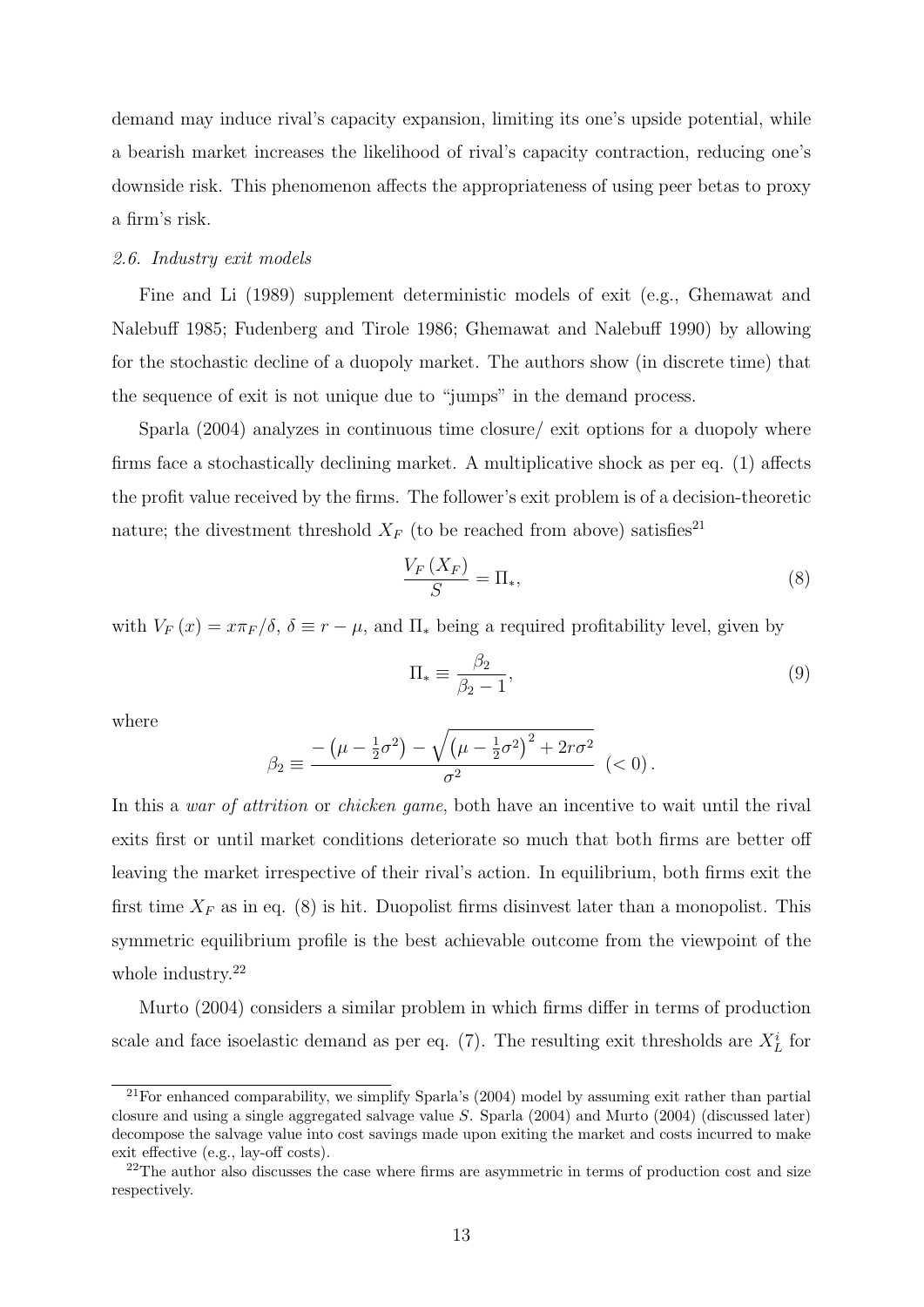demand may induce rival's capacity expansion, limiting its one's upside potential, while a bearish market increases the likelihood of rival's capacity contraction, reducing one's downside risk. This phenomenon affects the appropriateness of using peer betas to proxy a firm's risk.

### *2.6. Industry exit models*

Fine and Li (1989) supplement deterministic models of exit (e.g., Ghemawat and Nalebuff 1985; Fudenberg and Tirole 1986; Ghemawat and Nalebuff 1990) by allowing for the stochastic decline of a duopoly market. The authors show (in discrete time) that the sequence of exit is not unique due to "jumps" in the demand process.

Sparla (2004) analyzes in continuous time closure/ exit options for a duopoly where firms face a stochastically declining market. A multiplicative shock as per eq. (1) affects the profit value received by the firms. The follower's exit problem is of a decision-theoretic nature; the divestment threshold $X_F$ (to be reached from above) satisfies[21]

$$\frac{V_F(X_F)}{S} = \Pi_*, \tag{8}$$

with $V_F(x) = x\pi_F/\delta$, $\delta \equiv r - \mu$, and $\Pi_*$ being a required profitability level, given by

$$\Pi_* \equiv \frac{\beta_2}{\beta_2 - 1}, \tag{9}$$

where

$$\beta_2 \equiv \frac{-\left(\mu - \frac{1}{2}\sigma^2\right) - \sqrt{\left(\mu - \frac{1}{2}\sigma^2\right)^2 + 2r\sigma^2}}{\sigma^2} \ (< 0).$$

In this a *war of attrition* or *chicken game*, both have an incentive to wait until the rival exits first or until market conditions deteriorate so much that both firms are better off leaving the market irrespective of their rival's action. In equilibrium, both firms exit the first time $X_F$ as in eq. (8) is hit. Duopolist firms disinvest later than a monopolist. This symmetric equilibrium profile is the best achievable outcome from the viewpoint of the whole industry.[22]

Murto (2004) considers a similar problem in which firms differ in terms of production scale and face isoelastic demand as per eq. (7). The resulting exit thresholds are $X_L^i$ for

[21] For enhanced comparability, we simplify Sparla's (2004) model by assuming exit rather than partial closure and using a single aggregated salvage value $S$. Sparla (2004) and Murto (2004) (discussed later) decompose the salvage value into cost savings made upon exiting the market and costs incurred to make exit effective (e.g., lay-off costs).

[22] The author also discusses the case where firms are asymmetric in terms of production cost and size respectively.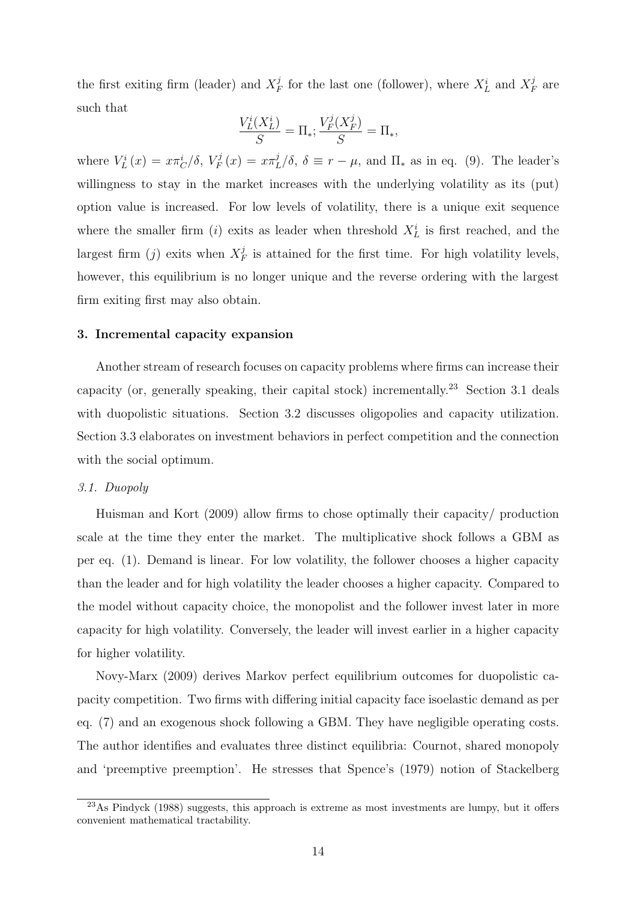the first exiting firm (leader) and $X_F^j$ for the last one (follower), where $X_L^i$ and $X_F^j$ are such that

$$\frac{V_L^i(X_L^i)}{S} = \Pi_*; \frac{V_F^j(X_F^j)}{S} = \Pi_*,$$

where $V_L^i(x) = x\pi_C^i/\delta$, $V_F^j(x) = x\pi_L^j/\delta$, $\delta \equiv r - \mu$, and $\Pi_*$ as in eq. (9). The leader's willingness to stay in the market increases with the underlying volatility as its (put) option value is increased. For low levels of volatility, there is a unique exit sequence where the smaller firm ($i$) exits as leader when threshold $X_L^i$ is first reached, and the largest firm ($j$) exits when $X_F^j$ is attained for the first time. For high volatility levels, however, this equilibrium is no longer unique and the reverse ordering with the largest firm exiting first may also obtain.

## 3. Incremental capacity expansion

Another stream of research focuses on capacity problems where firms can increase their capacity (or, generally speaking, their capital stock) incrementally.[23] Section 3.1 deals with duopolistic situations. Section 3.2 discusses oligopolies and capacity utilization. Section 3.3 elaborates on investment behaviors in perfect competition and the connection with the social optimum.

### *3.1. Duopoly*

Huisman and Kort (2009) allow firms to chose optimally their capacity/ production scale at the time they enter the market. The multiplicative shock follows a GBM as per eq. (1). Demand is linear. For low volatility, the follower chooses a higher capacity than the leader and for high volatility the leader chooses a higher capacity. Compared to the model without capacity choice, the monopolist and the follower invest later in more capacity for high volatility. Conversely, the leader will invest earlier in a higher capacity for higher volatility.

Novy-Marx (2009) derives Markov perfect equilibrium outcomes for duopolistic capacity competition. Two firms with differing initial capacity face isoelastic demand as per eq. (7) and an exogenous shock following a GBM. They have negligible operating costs. The author identifies and evaluates three distinct equilibria: Cournot, shared monopoly and 'preemptive preemption'. He stresses that Spence's (1979) notion of Stackelberg

[23] As Pindyck (1988) suggests, this approach is extreme as most investments are lumpy, but it offers convenient mathematical tractability.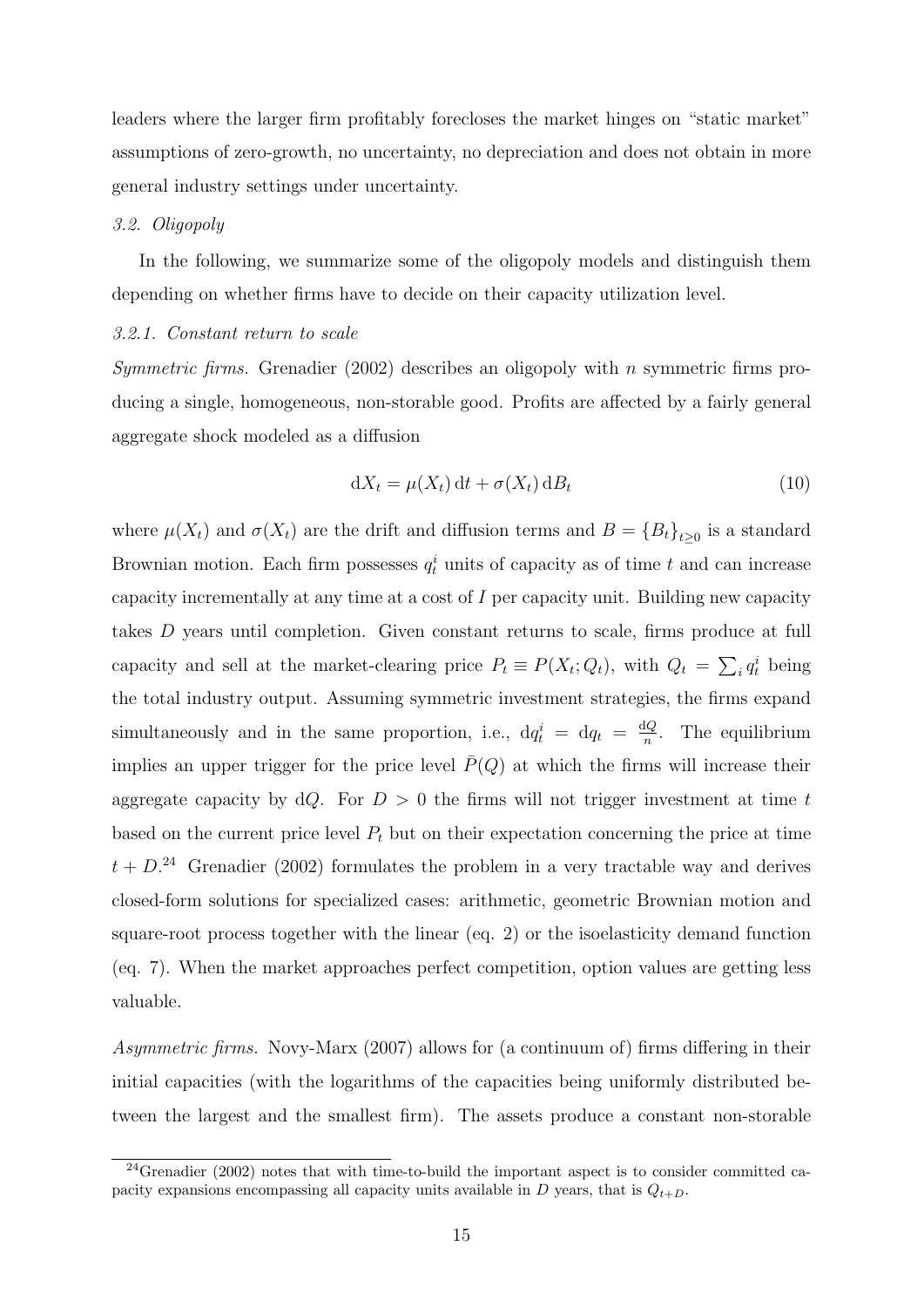leaders where the larger firm profitably forecloses the market hinges on "static market" assumptions of zero-growth, no uncertainty, no depreciation and does not obtain in more general industry settings under uncertainty.

### 3.2. Oligopoly

In the following, we summarize some of the oligopoly models and distinguish them depending on whether firms have to decide on their capacity utilization level.

#### 3.2.1. Constant return to scale

*Symmetric firms.* Grenadier (2002) describes an oligopoly with $n$ symmetric firms producing a single, homogeneous, non-storable good. Profits are affected by a fairly general aggregate shock modeled as a diffusion

$$\mathrm{d}X_t = \mu(X_t)\,\mathrm{d}t + \sigma(X_t)\,\mathrm{d}B_t \tag{10}$$

where $\mu(X_t)$ and $\sigma(X_t)$ are the drift and diffusion terms and $B = \{B_t\}_{t\geq 0}$ is a standard Brownian motion. Each firm possesses $q_t^i$ units of capacity as of time $t$ and can increase capacity incrementally at any time at a cost of $I$ per capacity unit. Building new capacity takes $D$ years until completion. Given constant returns to scale, firms produce at full capacity and sell at the market-clearing price $P_t \equiv P(X_t; Q_t)$, with $Q_t = \sum_i q_t^i$ being the total industry output. Assuming symmetric investment strategies, the firms expand simultaneously and in the same proportion, i.e., $\mathrm{d}q_t^i = \mathrm{d}q_t = \frac{\mathrm{d}Q}{n}$. The equilibrium implies an upper trigger for the price level $\bar{P}(Q)$ at which the firms will increase their aggregate capacity by $\mathrm{d}Q$. For $D > 0$ the firms will not trigger investment at time $t$ based on the current price level $P_t$ but on their expectation concerning the price at time $t + D$.[24] Grenadier (2002) formulates the problem in a very tractable way and derives closed-form solutions for specialized cases: arithmetic, geometric Brownian motion and square-root process together with the linear (eq. 2) or the isoelasticity demand function (eq. 7). When the market approaches perfect competition, option values are getting less valuable.

*Asymmetric firms.* Novy-Marx (2007) allows for (a continuum of) firms differing in their initial capacities (with the logarithms of the capacities being uniformly distributed between the largest and the smallest firm). The assets produce a constant non-storable

[24] Grenadier (2002) notes that with time-to-build the important aspect is to consider committed capacity expansions encompassing all capacity units available in $D$ years, that is $Q_{t+D}$.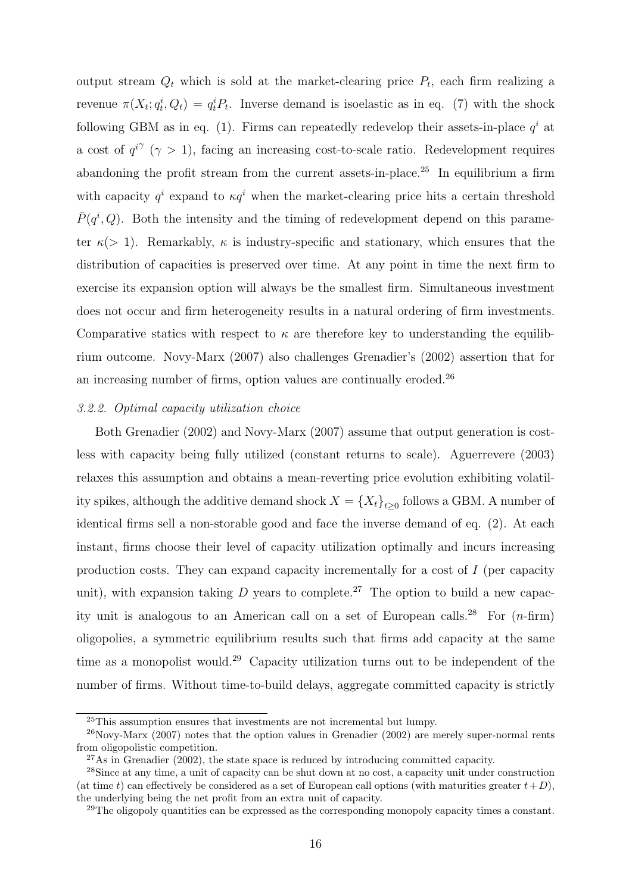output stream $Q_t$ which is sold at the market-clearing price $P_t$, each firm realizing a revenue $\pi(X_t; q_t^i, Q_t) = q_t^i P_t$. Inverse demand is isoelastic as in eq. (7) with the shock following GBM as in eq. (1). Firms can repeatedly redevelop their assets-in-place $q^i$ at a cost of ${q^i}^\gamma$ ($\gamma > 1$), facing an increasing cost-to-scale ratio. Redevelopment requires abandoning the profit stream from the current assets-in-place.[25] In equilibrium a firm with capacity $q^i$ expand to $\kappa q^i$ when the market-clearing price hits a certain threshold $\bar{P}(q^i, Q)$. Both the intensity and the timing of redevelopment depend on this parameter $\kappa(> 1)$. Remarkably, $\kappa$ is industry-specific and stationary, which ensures that the distribution of capacities is preserved over time. At any point in time the next firm to exercise its expansion option will always be the smallest firm. Simultaneous investment does not occur and firm heterogeneity results in a natural ordering of firm investments. Comparative statics with respect to $\kappa$ are therefore key to understanding the equilibrium outcome. Novy-Marx (2007) also challenges Grenadier's (2002) assertion that for an increasing number of firms, option values are continually eroded.[26]

### *3.2.2. Optimal capacity utilization choice*

Both Grenadier (2002) and Novy-Marx (2007) assume that output generation is costless with capacity being fully utilized (constant returns to scale). Aguerrevere (2003) relaxes this assumption and obtains a mean-reverting price evolution exhibiting volatility spikes, although the additive demand shock $X = \{X_t\}_{t \geq 0}$ follows a GBM. A number of identical firms sell a non-storable good and face the inverse demand of eq. (2). At each instant, firms choose their level of capacity utilization optimally and incurs increasing production costs. They can expand capacity incrementally for a cost of $I$ (per capacity unit), with expansion taking $D$ years to complete.[27] The option to build a new capacity unit is analogous to an American call on a set of European calls.[28] For ($n$-firm) oligopolies, a symmetric equilibrium results such that firms add capacity at the same time as a monopolist would.[29] Capacity utilization turns out to be independent of the number of firms. Without time-to-build delays, aggregate committed capacity is strictly

[25] This assumption ensures that investments are not incremental but lumpy.

[26] Novy-Marx (2007) notes that the option values in Grenadier (2002) are merely super-normal rents from oligopolistic competition.

[27] As in Grenadier (2002), the state space is reduced by introducing committed capacity.

[28] Since at any time, a unit of capacity can be shut down at no cost, a capacity unit under construction (at time $t$) can effectively be considered as a set of European call options (with maturities greater $t + D$), the underlying being the net profit from an extra unit of capacity.

[29] The oligopoly quantities can be expressed as the corresponding monopoly capacity times a constant.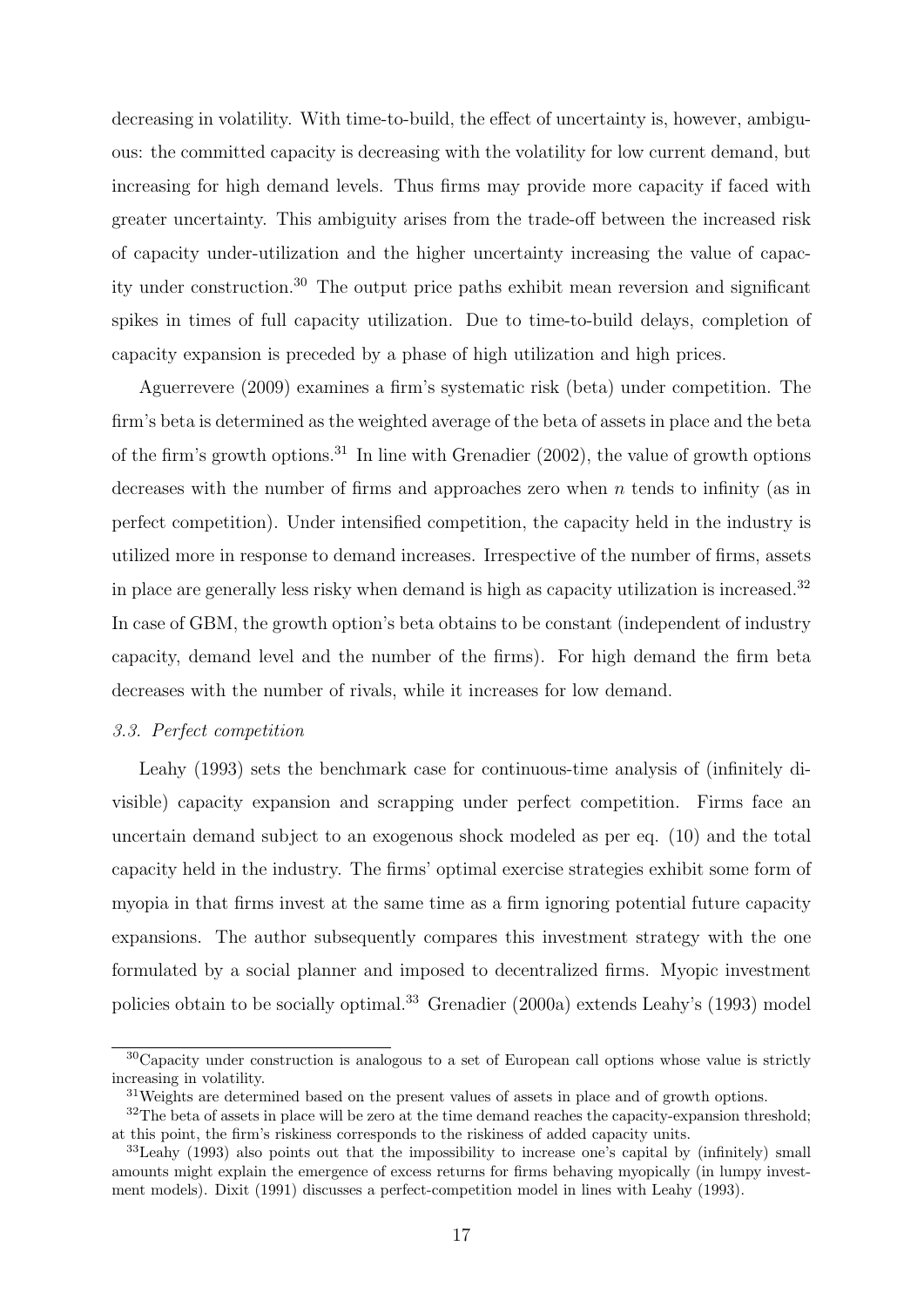decreasing in volatility. With time-to-build, the effect of uncertainty is, however, ambiguous: the committed capacity is decreasing with the volatility for low current demand, but increasing for high demand levels. Thus firms may provide more capacity if faced with greater uncertainty. This ambiguity arises from the trade-off between the increased risk of capacity under-utilization and the higher uncertainty increasing the value of capacity under construction.[30] The output price paths exhibit mean reversion and significant spikes in times of full capacity utilization. Due to time-to-build delays, completion of capacity expansion is preceded by a phase of high utilization and high prices.

Aguerrevere (2009) examines a firm's systematic risk (beta) under competition. The firm's beta is determined as the weighted average of the beta of assets in place and the beta of the firm's growth options.[31] In line with Grenadier (2002), the value of growth options decreases with the number of firms and approaches zero when $n$ tends to infinity (as in perfect competition). Under intensified competition, the capacity held in the industry is utilized more in response to demand increases. Irrespective of the number of firms, assets in place are generally less risky when demand is high as capacity utilization is increased.[32] In case of GBM, the growth option's beta obtains to be constant (independent of industry capacity, demand level and the number of the firms). For high demand the firm beta decreases with the number of rivals, while it increases for low demand.

### *3.3. Perfect competition*

Leahy (1993) sets the benchmark case for continuous-time analysis of (infinitely divisible) capacity expansion and scrapping under perfect competition. Firms face an uncertain demand subject to an exogenous shock modeled as per eq. (10) and the total capacity held in the industry. The firms' optimal exercise strategies exhibit some form of myopia in that firms invest at the same time as a firm ignoring potential future capacity expansions. The author subsequently compares this investment strategy with the one formulated by a social planner and imposed to decentralized firms. Myopic investment policies obtain to be socially optimal.[33] Grenadier (2000a) extends Leahy's (1993) model

---

[30] Capacity under construction is analogous to a set of European call options whose value is strictly increasing in volatility.

[31] Weights are determined based on the present values of assets in place and of growth options.

[32] The beta of assets in place will be zero at the time demand reaches the capacity-expansion threshold; at this point, the firm's riskiness corresponds to the riskiness of added capacity units.

[33] Leahy (1993) also points out that the impossibility to increase one's capital by (infinitely) small amounts might explain the emergence of excess returns for firms behaving myopically (in lumpy investment models). Dixit (1991) discusses a perfect-competition model in lines with Leahy (1993).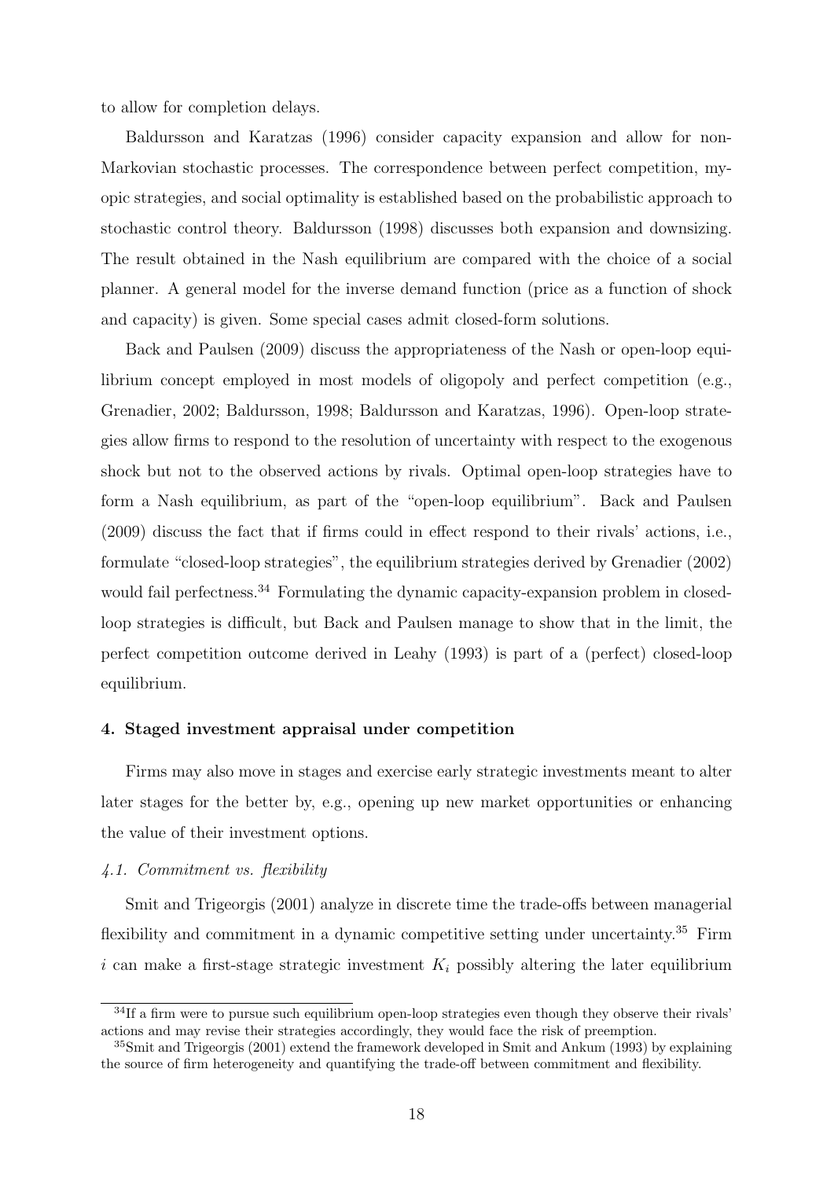to allow for completion delays.

Baldursson and Karatzas (1996) consider capacity expansion and allow for non-Markovian stochastic processes. The correspondence between perfect competition, myopic strategies, and social optimality is established based on the probabilistic approach to stochastic control theory. Baldursson (1998) discusses both expansion and downsizing. The result obtained in the Nash equilibrium are compared with the choice of a social planner. A general model for the inverse demand function (price as a function of shock and capacity) is given. Some special cases admit closed-form solutions.

Back and Paulsen (2009) discuss the appropriateness of the Nash or open-loop equilibrium concept employed in most models of oligopoly and perfect competition (e.g., Grenadier, 2002; Baldursson, 1998; Baldursson and Karatzas, 1996). Open-loop strategies allow firms to respond to the resolution of uncertainty with respect to the exogenous shock but not to the observed actions by rivals. Optimal open-loop strategies have to form a Nash equilibrium, as part of the "open-loop equilibrium". Back and Paulsen (2009) discuss the fact that if firms could in effect respond to their rivals' actions, i.e., formulate "closed-loop strategies", the equilibrium strategies derived by Grenadier (2002) would fail perfectness.[34] Formulating the dynamic capacity-expansion problem in closed-loop strategies is difficult, but Back and Paulsen manage to show that in the limit, the perfect competition outcome derived in Leahy (1993) is part of a (perfect) closed-loop equilibrium.

## 4. Staged investment appraisal under competition

Firms may also move in stages and exercise early strategic investments meant to alter later stages for the better by, e.g., opening up new market opportunities or enhancing the value of their investment options.

### *4.1. Commitment vs. flexibility*

Smit and Trigeorgis (2001) analyze in discrete time the trade-offs between managerial flexibility and commitment in a dynamic competitive setting under uncertainty.[35] Firm $i$ can make a first-stage strategic investment $K_i$ possibly altering the later equilibrium

[34] If a firm were to pursue such equilibrium open-loop strategies even though they observe their rivals' actions and may revise their strategies accordingly, they would face the risk of preemption.

[35] Smit and Trigeorgis (2001) extend the framework developed in Smit and Ankum (1993) by explaining the source of firm heterogeneity and quantifying the trade-off between commitment and flexibility.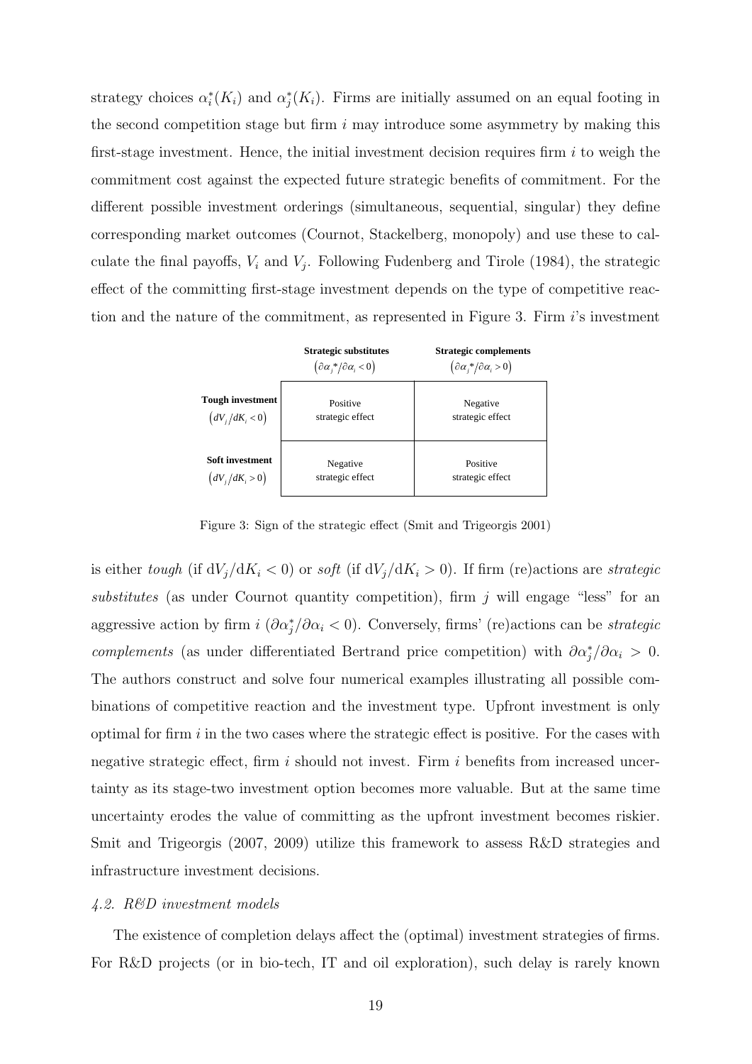strategy choices $\alpha_i^*(K_i)$ and $\alpha_j^*(K_i)$. Firms are initially assumed on an equal footing in the second competition stage but firm $i$ may introduce some asymmetry by making this first-stage investment. Hence, the initial investment decision requires firm $i$ to weigh the commitment cost against the expected future strategic benefits of commitment. For the different possible investment orderings (simultaneous, sequential, singular) they define corresponding market outcomes (Cournot, Stackelberg, monopoly) and use these to calculate the final payoffs, $V_i$ and $V_j$. Following Fudenberg and Tirole (1984), the strategic effect of the committing first-stage investment depends on the type of competitive reaction and the nature of the commitment, as represented in Figure 3. Firm $i$'s investment

| | **Strategic substitutes** $(\partial \alpha_j^* / \partial \alpha_i < 0)$ | **Strategic complements** $(\partial \alpha_j^* / \partial \alpha_i > 0)$ |
|---|---|---|
| **Tough investment** $(dV_j / dK_i < 0)$ | Positive strategic effect | Negative strategic effect |
| **Soft investment** $(dV_j / dK_i > 0)$ | Negative strategic effect | Positive strategic effect |

Figure 3: Sign of the strategic effect (Smit and Trigeorgis 2001)

is either *tough* (if $\mathrm{d}V_j/\mathrm{d}K_i < 0$) or *soft* (if $\mathrm{d}V_j/\mathrm{d}K_i > 0$). If firm (re)actions are *strategic substitutes* (as under Cournot quantity competition), firm $j$ will engage "less" for an aggressive action by firm $i$ ($\partial \alpha_j^*/\partial \alpha_i < 0$). Conversely, firms' (re)actions can be *strategic complements* (as under differentiated Bertrand price competition) with $\partial \alpha_j^*/\partial \alpha_i > 0$. The authors construct and solve four numerical examples illustrating all possible combinations of competitive reaction and the investment type. Upfront investment is only optimal for firm $i$ in the two cases where the strategic effect is positive. For the cases with negative strategic effect, firm $i$ should not invest. Firm $i$ benefits from increased uncertainty as its stage-two investment option becomes more valuable. But at the same time uncertainty erodes the value of committing as the upfront investment becomes riskier. Smit and Trigeorgis (2007, 2009) utilize this framework to assess R&D strategies and infrastructure investment decisions.

### *4.2. R&D investment models*

The existence of completion delays affect the (optimal) investment strategies of firms. For R&D projects (or in bio-tech, IT and oil exploration), such delay is rarely known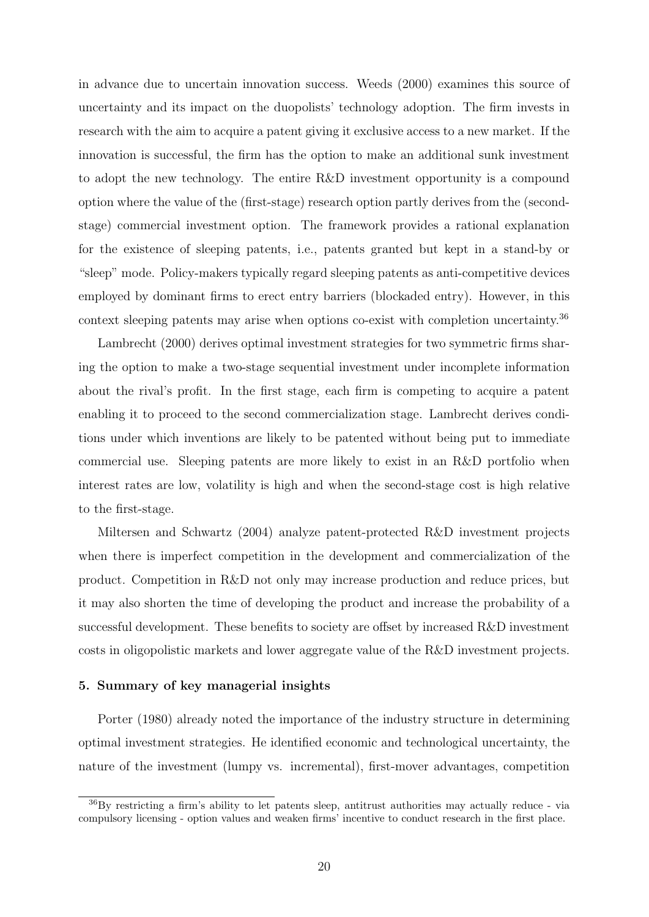in advance due to uncertain innovation success. Weeds (2000) examines this source of uncertainty and its impact on the duopolists' technology adoption. The firm invests in research with the aim to acquire a patent giving it exclusive access to a new market. If the innovation is successful, the firm has the option to make an additional sunk investment to adopt the new technology. The entire R&D investment opportunity is a compound option where the value of the (first-stage) research option partly derives from the (second-stage) commercial investment option. The framework provides a rational explanation for the existence of sleeping patents, i.e., patents granted but kept in a stand-by or "sleep" mode. Policy-makers typically regard sleeping patents as anti-competitive devices employed by dominant firms to erect entry barriers (blockaded entry). However, in this context sleeping patents may arise when options co-exist with completion uncertainty.[36]

Lambrecht (2000) derives optimal investment strategies for two symmetric firms sharing the option to make a two-stage sequential investment under incomplete information about the rival's profit. In the first stage, each firm is competing to acquire a patent enabling it to proceed to the second commercialization stage. Lambrecht derives conditions under which inventions are likely to be patented without being put to immediate commercial use. Sleeping patents are more likely to exist in an R&D portfolio when interest rates are low, volatility is high and when the second-stage cost is high relative to the first-stage.

Miltersen and Schwartz (2004) analyze patent-protected R&D investment projects when there is imperfect competition in the development and commercialization of the product. Competition in R&D not only may increase production and reduce prices, but it may also shorten the time of developing the product and increase the probability of a successful development. These benefits to society are offset by increased R&D investment costs in oligopolistic markets and lower aggregate value of the R&D investment projects.

### 5. Summary of key managerial insights

Porter (1980) already noted the importance of the industry structure in determining optimal investment strategies. He identified economic and technological uncertainty, the nature of the investment (lumpy vs. incremental), first-mover advantages, competition

[36] By restricting a firm's ability to let patents sleep, antitrust authorities may actually reduce - via compulsory licensing - option values and weaken firms' incentive to conduct research in the first place.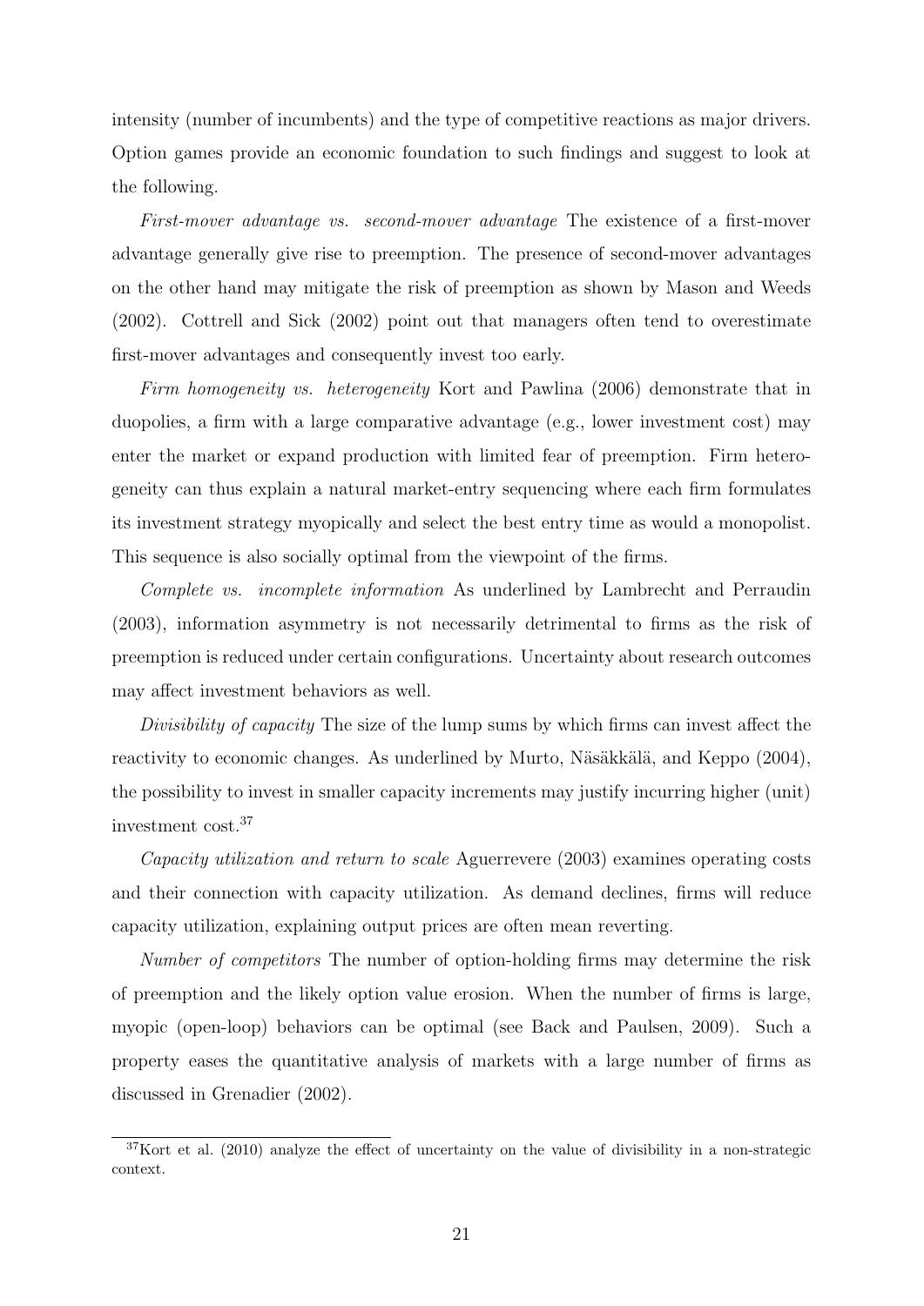intensity (number of incumbents) and the type of competitive reactions as major drivers. Option games provide an economic foundation to such findings and suggest to look at the following.

*First-mover advantage vs. second-mover advantage* The existence of a first-mover advantage generally give rise to preemption. The presence of second-mover advantages on the other hand may mitigate the risk of preemption as shown by Mason and Weeds (2002). Cottrell and Sick (2002) point out that managers often tend to overestimate first-mover advantages and consequently invest too early.

*Firm homogeneity vs. heterogeneity* Kort and Pawlina (2006) demonstrate that in duopolies, a firm with a large comparative advantage (e.g., lower investment cost) may enter the market or expand production with limited fear of preemption. Firm heterogeneity can thus explain a natural market-entry sequencing where each firm formulates its investment strategy myopically and select the best entry time as would a monopolist. This sequence is also socially optimal from the viewpoint of the firms.

*Complete vs. incomplete information* As underlined by Lambrecht and Perraudin (2003), information asymmetry is not necessarily detrimental to firms as the risk of preemption is reduced under certain configurations. Uncertainty about research outcomes may affect investment behaviors as well.

*Divisibility of capacity* The size of the lump sums by which firms can invest affect the reactivity to economic changes. As underlined by Murto, Näsäkkälä, and Keppo (2004), the possibility to invest in smaller capacity increments may justify incurring higher (unit) investment cost.[37]

*Capacity utilization and return to scale* Aguerrevere (2003) examines operating costs and their connection with capacity utilization. As demand declines, firms will reduce capacity utilization, explaining output prices are often mean reverting.

*Number of competitors* The number of option-holding firms may determine the risk of preemption and the likely option value erosion. When the number of firms is large, myopic (open-loop) behaviors can be optimal (see Back and Paulsen, 2009). Such a property eases the quantitative analysis of markets with a large number of firms as discussed in Grenadier (2002).

[37] Kort et al. (2010) analyze the effect of uncertainty on the value of divisibility in a non-strategic context.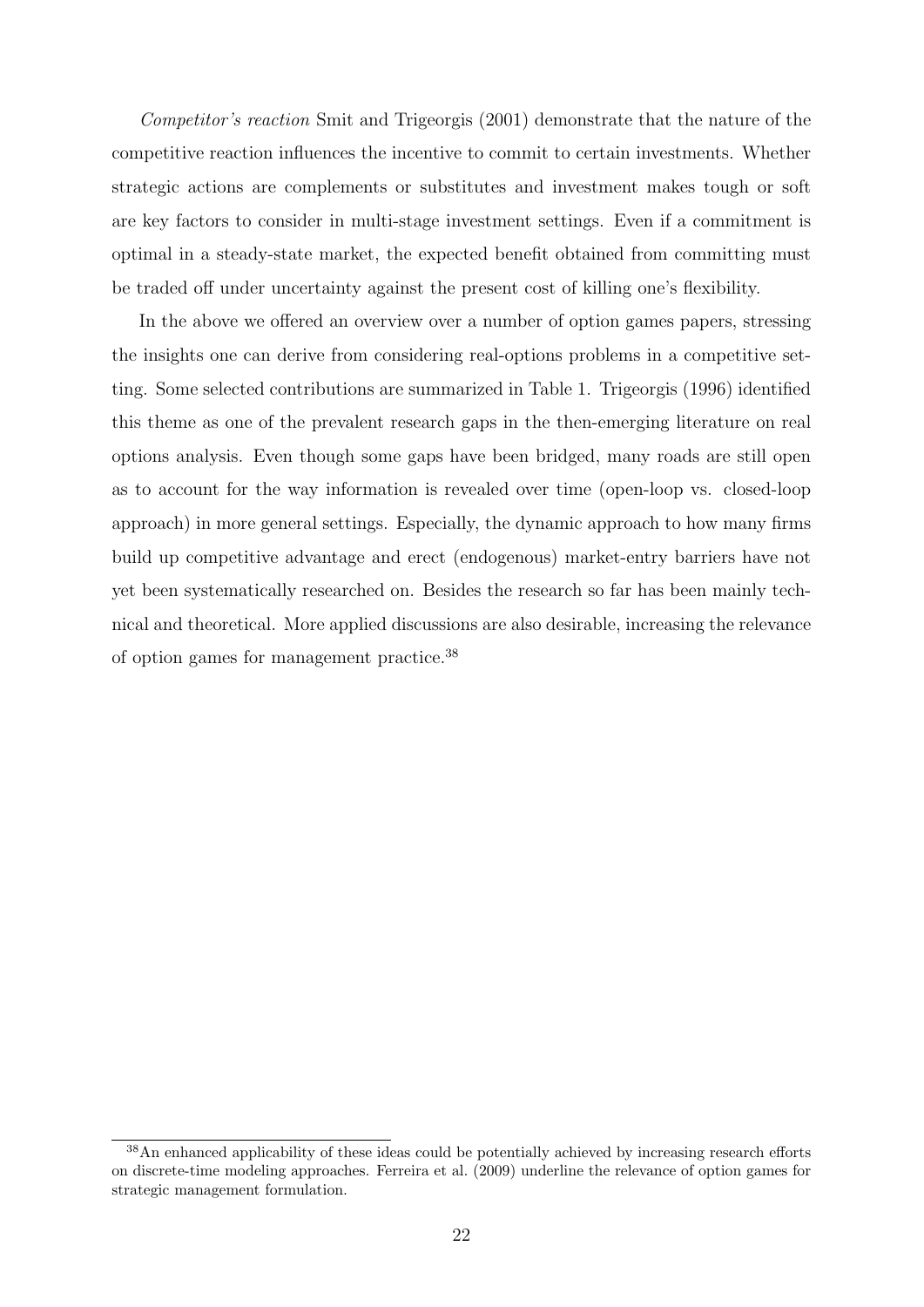*Competitor's reaction* Smit and Trigeorgis (2001) demonstrate that the nature of the competitive reaction influences the incentive to commit to certain investments. Whether strategic actions are complements or substitutes and investment makes tough or soft are key factors to consider in multi-stage investment settings. Even if a commitment is optimal in a steady-state market, the expected benefit obtained from committing must be traded off under uncertainty against the present cost of killing one's flexibility.

In the above we offered an overview over a number of option games papers, stressing the insights one can derive from considering real-options problems in a competitive setting. Some selected contributions are summarized in Table 1. Trigeorgis (1996) identified this theme as one of the prevalent research gaps in the then-emerging literature on real options analysis. Even though some gaps have been bridged, many roads are still open as to account for the way information is revealed over time (open-loop vs. closed-loop approach) in more general settings. Especially, the dynamic approach to how many firms build up competitive advantage and erect (endogenous) market-entry barriers have not yet been systematically researched on. Besides the research so far has been mainly technical and theoretical. More applied discussions are also desirable, increasing the relevance of option games for management practice.[38]

[38] An enhanced applicability of these ideas could be potentially achieved by increasing research efforts on discrete-time modeling approaches. Ferreira et al. (2009) underline the relevance of option games for strategic management formulation.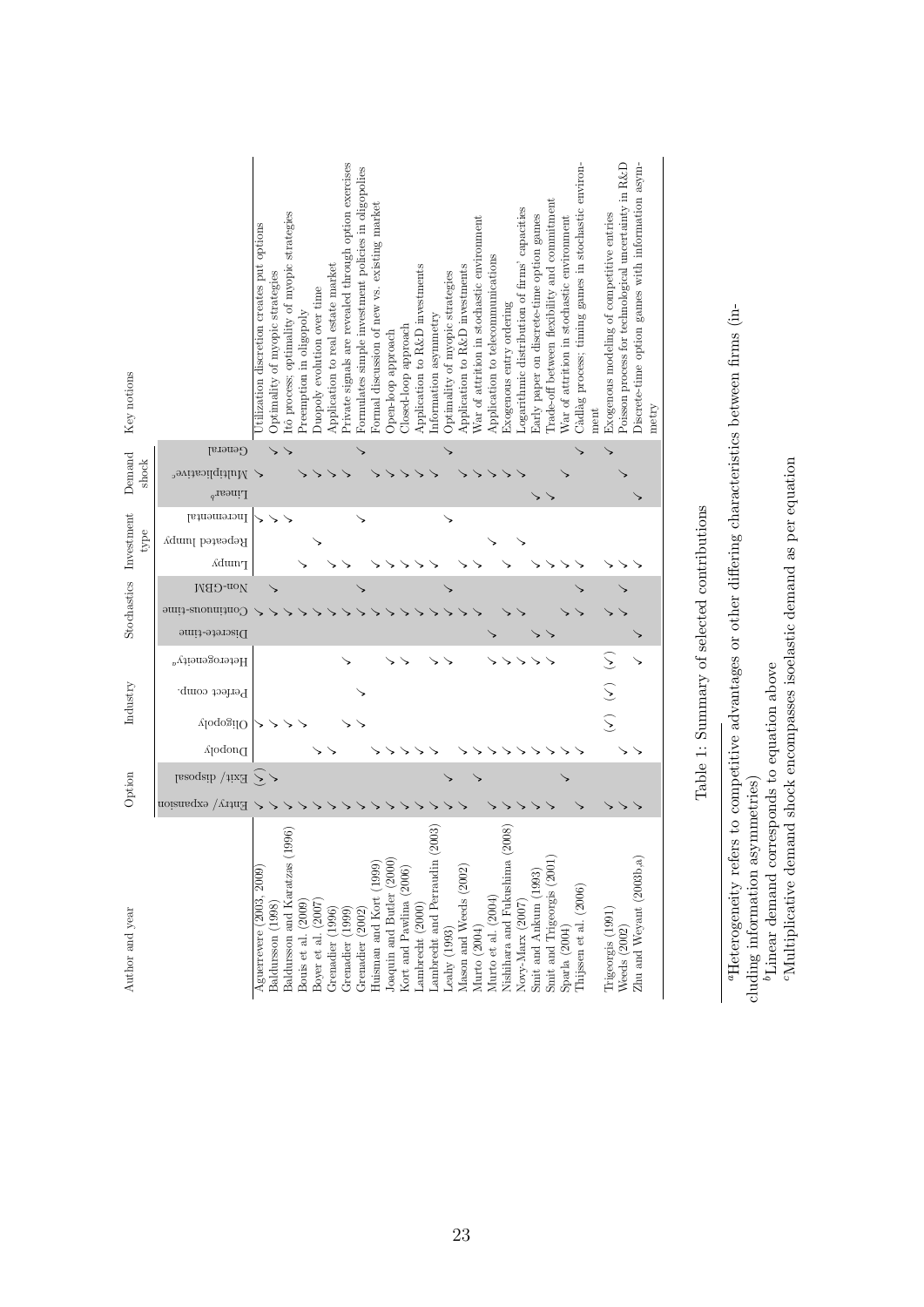| Author and year | Option | | Industry | | | | Stochastics | | | Investment type | | | Demand shock | | | Key notions |
|---|---|---|---|---|---|---|---|---|---|---|---|---|---|---|---|---|
| | Entry/ expansion | Exit/ disposal | Duopoly | Oligopoly | Perfect comp. | Heterogeneity[a] | Discrete-time | Continuous-time | Non-GBM | Lumpy | Repeated lumpy | Incremental | Linear[b] | Multiplicative[c] | General | |
| Aguerrevere (2003, 2009) | ✓ | (✓) | | ✓ | | | | ✓ | | | | ✓ | | ✓ | | Utilization discretion creates put options |
| Baldursson (1998) | ✓ | ✓ | | ✓ | | | | ✓ | ✓ | | | ✓ | | | ✓ | Optimality of myopic strategies |
| Baldursson and Karatzas (1996) | ✓ | | | ✓ | | | | ✓ | | | | ✓ | | | ✓ | Itô process; optimality of myopic strategies |
| Bonis et al. (2009) | ✓ | | | ✓ | | | | ✓ | | ✓ | | | | ✓ | | Preemption in oligopoly |
| Boyer et al. (2007) | ✓ | | ✓ | | | | | ✓ | | | ✓ | | | ✓ | | Duopoly evolution over time |
| Grenadier (1996) | ✓ | | ✓ | | | | | ✓ | | ✓ | | | | ✓ | | Application to real estate market |
| Grenadier (1999) | ✓ | | | ✓ | | ✓ | | ✓ | | ✓ | | | | ✓ | | Private signals are revealed through option exercises |
| Grenadier (2002) | ✓ | | | ✓ | ✓ | | | ✓ | ✓ | | | ✓ | | | ✓ | Formulates simple investment policies in oligopolies |
| Huisman and Kort (1999) | ✓ | | ✓ | | | | | ✓ | | ✓ | | | | ✓ | | Formal discussion of new vs. existing market |
| Joaquin and Butler (2000) | ✓ | | ✓ | | | ✓ | | ✓ | | ✓ | | | | ✓ | | Open-loop approach |
| Kort and Pawlina (2006) | ✓ | | ✓ | | | ✓ | | ✓ | | ✓ | | | | ✓ | | Closed-loop approach |
| Lambrecht (2000) | ✓ | | ✓ | | | ✓ | | ✓ | | ✓ | | | | ✓ | | Application to R&D investments |
| Lambrecht and Perraudin (2003) | ✓ | | ✓ | | | ✓ | | ✓ | | ✓ | | | | ✓ | | Information asymmetry |
| Leahy (1993) | ✓ | ✓ | | | | | | ✓ | ✓ | | | ✓ | | | ✓ | Optimality of myopic strategies |
| Mason and Weeds (2002) | ✓ | | ✓ | | | | | ✓ | | ✓ | | | | ✓ | | Application to R&D investments |
| Murto (2004) | | ✓ | ✓ | | | | | ✓ | | ✓ | | | | ✓ | | War of attrition in stochastic environment |
| Murto et al. (2004) | ✓ | | ✓ | | | ✓ | ✓ | | | | ✓ | | | ✓ | | Application to telecommunications |
| Nishihara and Fukushima (2008) | ✓ | | ✓ | | | ✓ | | ✓ | | ✓ | | | | ✓ | | Exogenous entry ordering |
| Novy-Marx (2007) | ✓ | | ✓ | | | ✓ | | ✓ | | | ✓ | | | ✓ | | Logarithmic distribution of firms' capacities |
| Smit and Ankum (1993) | ✓ | | ✓ | | | ✓ | ✓ | | | ✓ | | | ✓ | | | Early paper on discrete-time option games |
| Smit and Trigeorgis (2001) | ✓ | | ✓ | | | ✓ | ✓ | | | ✓ | | | ✓ | | | Trade-off between flexibility and commitment |
| Sparla (2004) | | ✓ | ✓ | | | | | ✓ | | ✓ | | | | ✓ | | War of attrition in stochastic environment |
| Thijssen et al. (2006) | ✓ | | ✓ | | | | | ✓ | ✓ | ✓ | | | | | ✓ | Càdlàg process; timing games in stochastic environment |
| Trigeorgis (1991) | ✓ | | | (✓) | (✓) | (✓) | | ✓ | | ✓ | | | | | ✓ | Exogenous modeling of competitive entries |
| Weeds (2002) | ✓ | | ✓ | | | | | ✓ | ✓ | ✓ | | | | ✓ | | Poisson process for technological uncertainty in R&D |
| Zhu and Weyant (2003b,a) | ✓ | | ✓ | | | ✓ | ✓ | | | ✓ | | | ✓ | | | Discrete-time option games with information asymmetry |

Table 1: Summary of selected contributions

[a] Heterogeneity refers to competitive advantages or other differing characteristics between firms (including information asymmetries)

[b] Linear demand corresponds to equation above

[c] Multiplicative demand shock encompasses isoelastic demand as per equation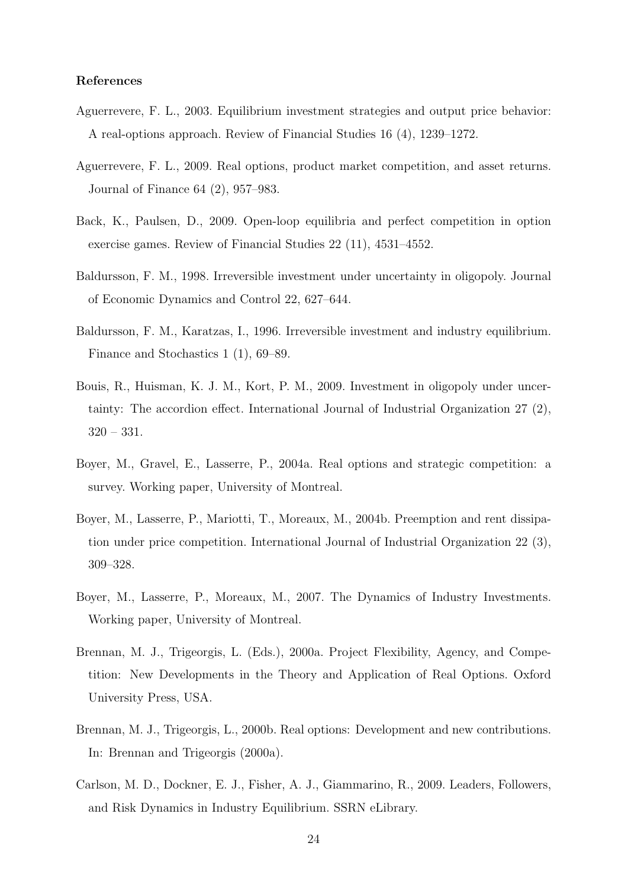### References

Aguerrevere, F. L., 2003. Equilibrium investment strategies and output price behavior: A real-options approach. Review of Financial Studies 16 (4), 1239–1272.

Aguerrevere, F. L., 2009. Real options, product market competition, and asset returns. Journal of Finance 64 (2), 957–983.

Back, K., Paulsen, D., 2009. Open-loop equilibria and perfect competition in option exercise games. Review of Financial Studies 22 (11), 4531–4552.

Baldursson, F. M., 1998. Irreversible investment under uncertainty in oligopoly. Journal of Economic Dynamics and Control 22, 627–644.

Baldursson, F. M., Karatzas, I., 1996. Irreversible investment and industry equilibrium. Finance and Stochastics 1 (1), 69–89.

Bouis, R., Huisman, K. J. M., Kort, P. M., 2009. Investment in oligopoly under uncertainty: The accordion effect. International Journal of Industrial Organization 27 (2), 320 – 331.

Boyer, M., Gravel, E., Lasserre, P., 2004a. Real options and strategic competition: a survey. Working paper, University of Montreal.

Boyer, M., Lasserre, P., Mariotti, T., Moreaux, M., 2004b. Preemption and rent dissipation under price competition. International Journal of Industrial Organization 22 (3), 309–328.

Boyer, M., Lasserre, P., Moreaux, M., 2007. The Dynamics of Industry Investments. Working paper, University of Montreal.

Brennan, M. J., Trigeorgis, L. (Eds.), 2000a. Project Flexibility, Agency, and Competition: New Developments in the Theory and Application of Real Options. Oxford University Press, USA.

Brennan, M. J., Trigeorgis, L., 2000b. Real options: Development and new contributions. In: Brennan and Trigeorgis (2000a).

Carlson, M. D., Dockner, E. J., Fisher, A. J., Giammarino, R., 2009. Leaders, Followers, and Risk Dynamics in Industry Equilibrium. SSRN eLibrary.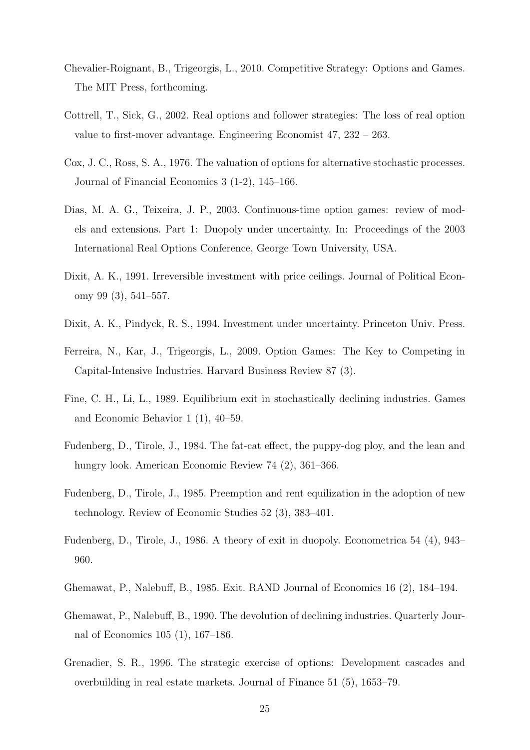Chevalier-Roignant, B., Trigeorgis, L., 2010. Competitive Strategy: Options and Games. The MIT Press, forthcoming.

Cottrell, T., Sick, G., 2002. Real options and follower strategies: The loss of real option value to first-mover advantage. Engineering Economist 47, 232 – 263.

Cox, J. C., Ross, S. A., 1976. The valuation of options for alternative stochastic processes. Journal of Financial Economics 3 (1-2), 145–166.

Dias, M. A. G., Teixeira, J. P., 2003. Continuous-time option games: review of models and extensions. Part 1: Duopoly under uncertainty. In: Proceedings of the 2003 International Real Options Conference, George Town University, USA.

Dixit, A. K., 1991. Irreversible investment with price ceilings. Journal of Political Economy 99 (3), 541–557.

Dixit, A. K., Pindyck, R. S., 1994. Investment under uncertainty. Princeton Univ. Press.

Ferreira, N., Kar, J., Trigeorgis, L., 2009. Option Games: The Key to Competing in Capital-Intensive Industries. Harvard Business Review 87 (3).

Fine, C. H., Li, L., 1989. Equilibrium exit in stochastically declining industries. Games and Economic Behavior 1 (1), 40–59.

Fudenberg, D., Tirole, J., 1984. The fat-cat effect, the puppy-dog ploy, and the lean and hungry look. American Economic Review 74 (2), 361–366.

Fudenberg, D., Tirole, J., 1985. Preemption and rent equilization in the adoption of new technology. Review of Economic Studies 52 (3), 383–401.

Fudenberg, D., Tirole, J., 1986. A theory of exit in duopoly. Econometrica 54 (4), 943–960.

Ghemawat, P., Nalebuff, B., 1985. Exit. RAND Journal of Economics 16 (2), 184–194.

Ghemawat, P., Nalebuff, B., 1990. The devolution of declining industries. Quarterly Journal of Economics 105 (1), 167–186.

Grenadier, S. R., 1996. The strategic exercise of options: Development cascades and overbuilding in real estate markets. Journal of Finance 51 (5), 1653–79.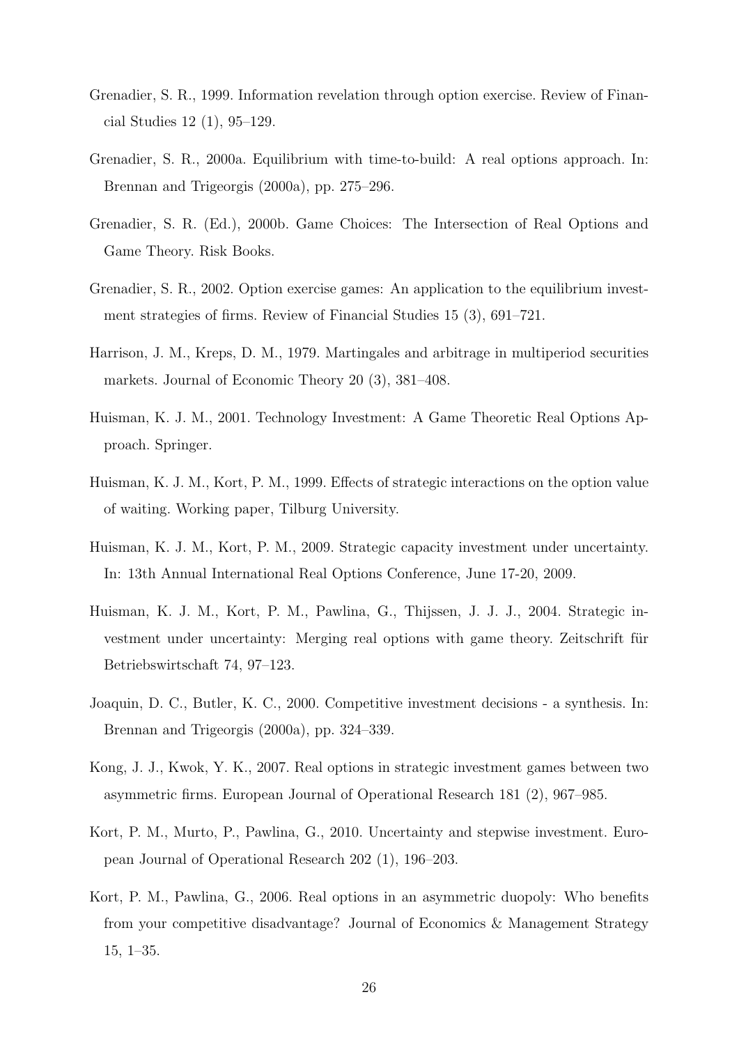Grenadier, S. R., 1999. Information revelation through option exercise. Review of Financial Studies 12 (1), 95–129.

Grenadier, S. R., 2000a. Equilibrium with time-to-build: A real options approach. In: Brennan and Trigeorgis (2000a), pp. 275–296.

Grenadier, S. R. (Ed.), 2000b. Game Choices: The Intersection of Real Options and Game Theory. Risk Books.

Grenadier, S. R., 2002. Option exercise games: An application to the equilibrium investment strategies of firms. Review of Financial Studies 15 (3), 691–721.

Harrison, J. M., Kreps, D. M., 1979. Martingales and arbitrage in multiperiod securities markets. Journal of Economic Theory 20 (3), 381–408.

Huisman, K. J. M., 2001. Technology Investment: A Game Theoretic Real Options Approach. Springer.

Huisman, K. J. M., Kort, P. M., 1999. Effects of strategic interactions on the option value of waiting. Working paper, Tilburg University.

Huisman, K. J. M., Kort, P. M., 2009. Strategic capacity investment under uncertainty. In: 13th Annual International Real Options Conference, June 17-20, 2009.

Huisman, K. J. M., Kort, P. M., Pawlina, G., Thijssen, J. J. J., 2004. Strategic investment under uncertainty: Merging real options with game theory. Zeitschrift für Betriebswirtschaft 74, 97–123.

Joaquin, D. C., Butler, K. C., 2000. Competitive investment decisions - a synthesis. In: Brennan and Trigeorgis (2000a), pp. 324–339.

Kong, J. J., Kwok, Y. K., 2007. Real options in strategic investment games between two asymmetric firms. European Journal of Operational Research 181 (2), 967–985.

Kort, P. M., Murto, P., Pawlina, G., 2010. Uncertainty and stepwise investment. European Journal of Operational Research 202 (1), 196–203.

Kort, P. M., Pawlina, G., 2006. Real options in an asymmetric duopoly: Who benefits from your competitive disadvantage? Journal of Economics & Management Strategy 15, 1–35.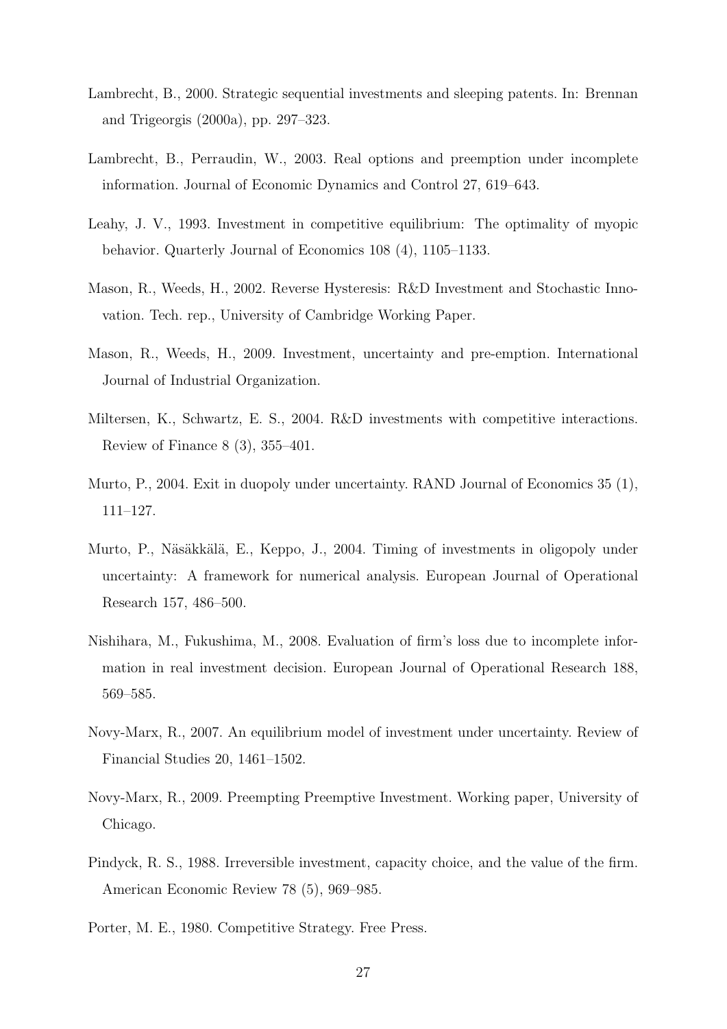Lambrecht, B., 2000. Strategic sequential investments and sleeping patents. In: Brennan and Trigeorgis (2000a), pp. 297–323.

Lambrecht, B., Perraudin, W., 2003. Real options and preemption under incomplete information. Journal of Economic Dynamics and Control 27, 619–643.

Leahy, J. V., 1993. Investment in competitive equilibrium: The optimality of myopic behavior. Quarterly Journal of Economics 108 (4), 1105–1133.

Mason, R., Weeds, H., 2002. Reverse Hysteresis: R&D Investment and Stochastic Innovation. Tech. rep., University of Cambridge Working Paper.

Mason, R., Weeds, H., 2009. Investment, uncertainty and pre-emption. International Journal of Industrial Organization.

Miltersen, K., Schwartz, E. S., 2004. R&D investments with competitive interactions. Review of Finance 8 (3), 355–401.

Murto, P., 2004. Exit in duopoly under uncertainty. RAND Journal of Economics 35 (1), 111–127.

Murto, P., Näsäkkälä, E., Keppo, J., 2004. Timing of investments in oligopoly under uncertainty: A framework for numerical analysis. European Journal of Operational Research 157, 486–500.

Nishihara, M., Fukushima, M., 2008. Evaluation of firm's loss due to incomplete information in real investment decision. European Journal of Operational Research 188, 569–585.

Novy-Marx, R., 2007. An equilibrium model of investment under uncertainty. Review of Financial Studies 20, 1461–1502.

Novy-Marx, R., 2009. Preempting Preemptive Investment. Working paper, University of Chicago.

Pindyck, R. S., 1988. Irreversible investment, capacity choice, and the value of the firm. American Economic Review 78 (5), 969–985.

Porter, M. E., 1980. Competitive Strategy. Free Press.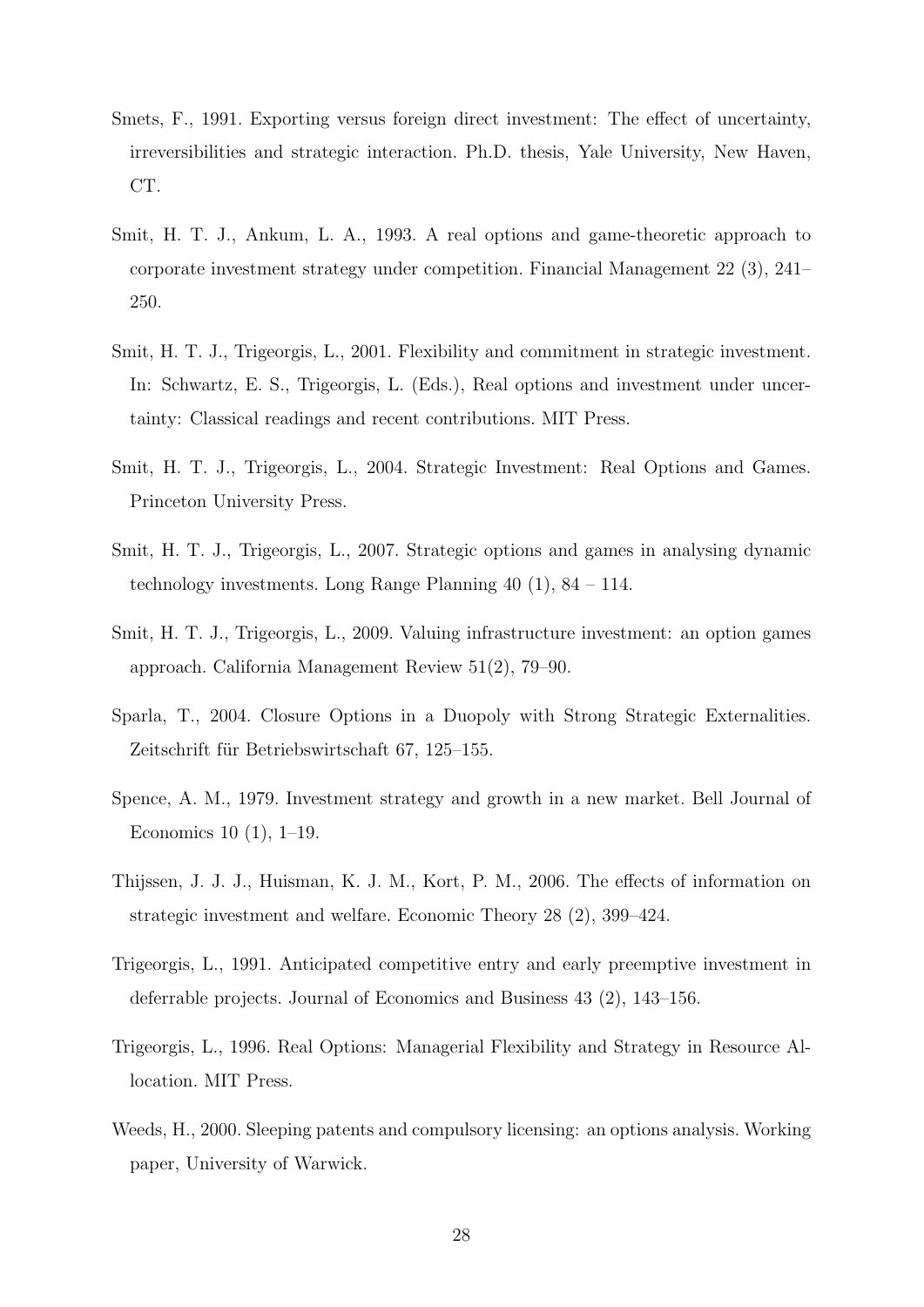Smets, F., 1991. Exporting versus foreign direct investment: The effect of uncertainty, irreversibilities and strategic interaction. Ph.D. thesis, Yale University, New Haven, CT.

Smit, H. T. J., Ankum, L. A., 1993. A real options and game-theoretic approach to corporate investment strategy under competition. Financial Management 22 (3), 241–250.

Smit, H. T. J., Trigeorgis, L., 2001. Flexibility and commitment in strategic investment. In: Schwartz, E. S., Trigeorgis, L. (Eds.), Real options and investment under uncertainty: Classical readings and recent contributions. MIT Press.

Smit, H. T. J., Trigeorgis, L., 2004. Strategic Investment: Real Options and Games. Princeton University Press.

Smit, H. T. J., Trigeorgis, L., 2007. Strategic options and games in analysing dynamic technology investments. Long Range Planning 40 (1), 84 – 114.

Smit, H. T. J., Trigeorgis, L., 2009. Valuing infrastructure investment: an option games approach. California Management Review 51(2), 79–90.

Sparla, T., 2004. Closure Options in a Duopoly with Strong Strategic Externalities. Zeitschrift für Betriebswirtschaft 67, 125–155.

Spence, A. M., 1979. Investment strategy and growth in a new market. Bell Journal of Economics 10 (1), 1–19.

Thijssen, J. J. J., Huisman, K. J. M., Kort, P. M., 2006. The effects of information on strategic investment and welfare. Economic Theory 28 (2), 399–424.

Trigeorgis, L., 1991. Anticipated competitive entry and early preemptive investment in deferrable projects. Journal of Economics and Business 43 (2), 143–156.

Trigeorgis, L., 1996. Real Options: Managerial Flexibility and Strategy in Resource Allocation. MIT Press.

Weeds, H., 2000. Sleeping patents and compulsory licensing: an options analysis. Working paper, University of Warwick.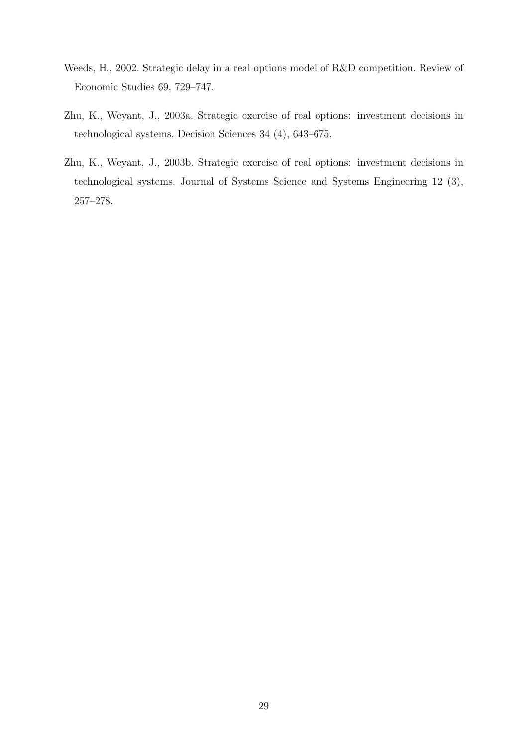Weeds, H., 2002. Strategic delay in a real options model of R&D competition. Review of Economic Studies 69, 729–747.

Zhu, K., Weyant, J., 2003a. Strategic exercise of real options: investment decisions in technological systems. Decision Sciences 34 (4), 643–675.

Zhu, K., Weyant, J., 2003b. Strategic exercise of real options: investment decisions in technological systems. Journal of Systems Science and Systems Engineering 12 (3), 257–278.